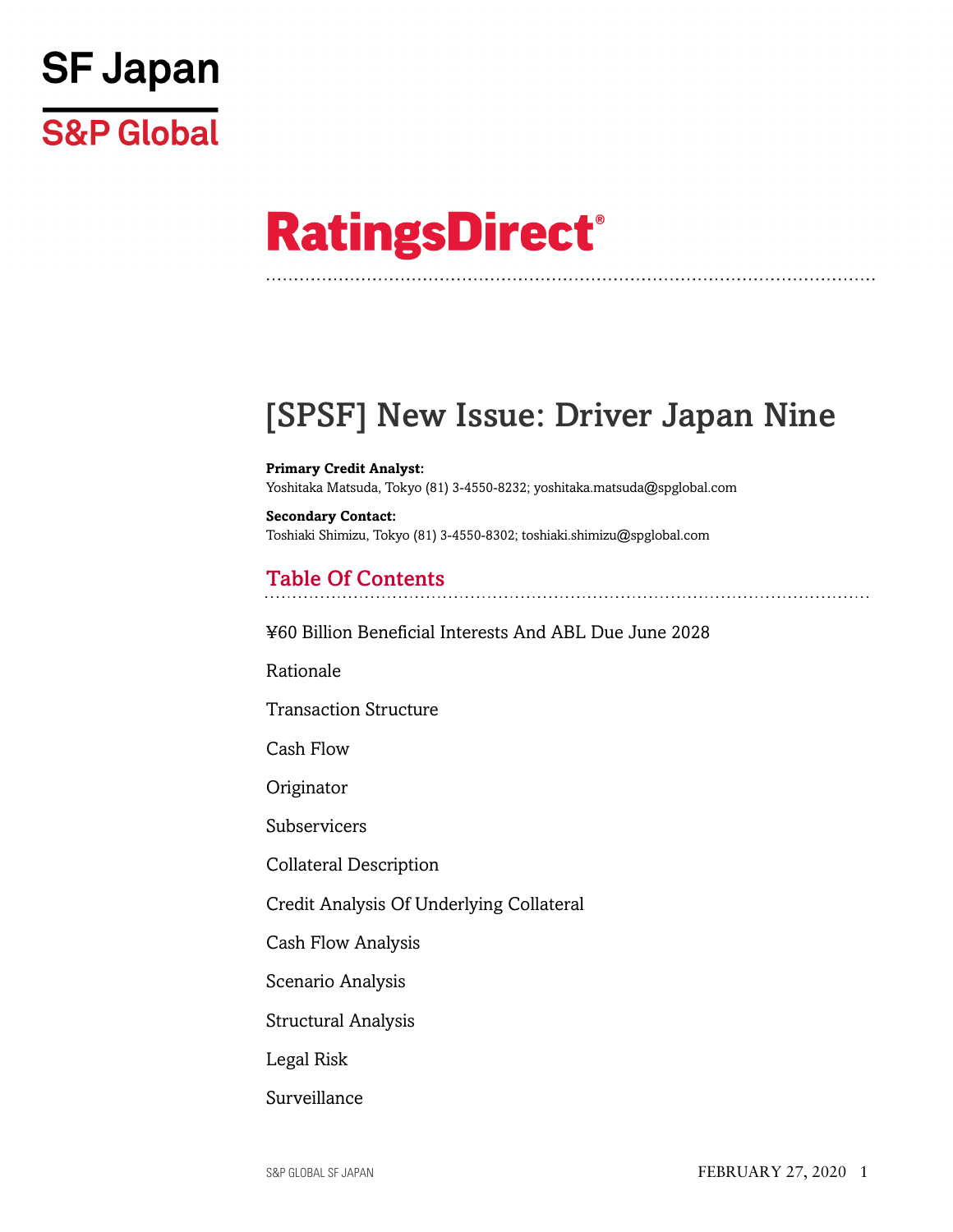SF Japan

S&P Global

# RatingsDirect®

## [SPSF] New Issue: Driver Japan Nine

**Primary Credit Analyst:**
Yoshitaka Matsuda, Tokyo (81) 3-4550-8232; yoshitaka.matsuda@spglobal.com

**Secondary Contact:**
Toshiaki Shimizu, Tokyo (81) 3-4550-8302; toshiaki.shimizu@spglobal.com

### Table Of Contents

¥60 Billion Beneficial Interests And ABL Due June 2028

Rationale

Transaction Structure

Cash Flow

Originator

Subservicers

Collateral Description

Credit Analysis Of Underlying Collateral

Cash Flow Analysis

Scenario Analysis

Structural Analysis

Legal Risk

Surveillance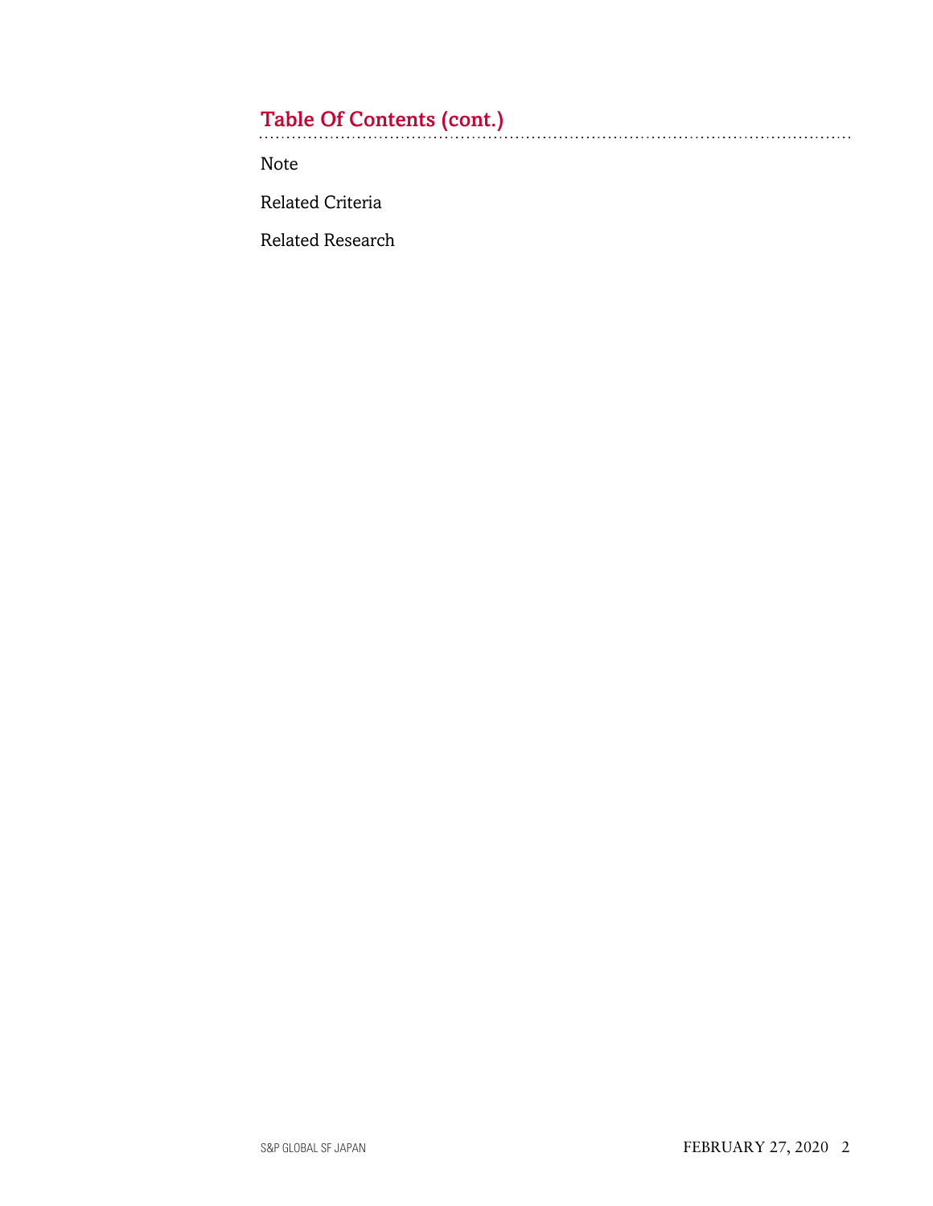## Table Of Contents (cont.)

Note

Related Criteria

Related Research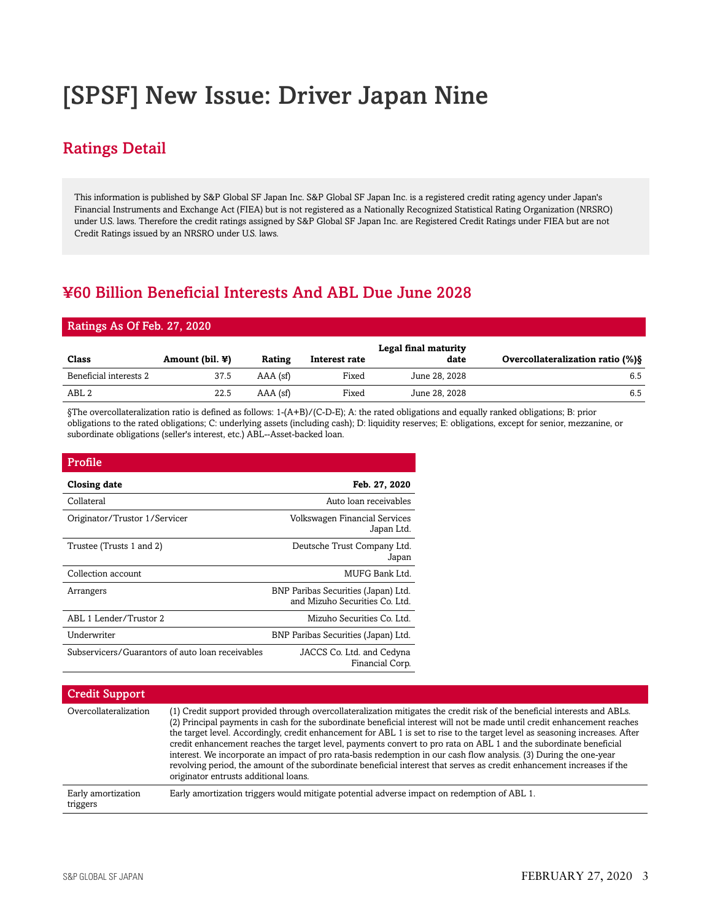# [SPSF] New Issue: Driver Japan Nine

## Ratings Detail

This information is published by S&P Global SF Japan Inc. S&P Global SF Japan Inc. is a registered credit rating agency under Japan's Financial Instruments and Exchange Act (FIEA) but is not registered as a Nationally Recognized Statistical Rating Organization (NRSRO) under U.S. laws. Therefore the credit ratings assigned by S&P Global SF Japan Inc. are Registered Credit Ratings under FIEA but are not Credit Ratings issued by an NRSRO under U.S. laws.

## ¥60 Billion Beneficial Interests And ABL Due June 2028

**Ratings As Of Feb. 27, 2020**

| Class | Amount (bil. ¥) | Rating | Interest rate | Legal final maturity date | Overcollateralization ratio (%)§ |
|---|---|---|---|---|---|
| Beneficial interests 2 | 37.5 | AAA (sf) | Fixed | June 28, 2028 | 6.5 |
| ABL 2 | 22.5 | AAA (sf) | Fixed | June 28, 2028 | 6.5 |

§The overcollateralization ratio is defined as follows: 1-(A+B)/(C-D-E); A: the rated obligations and equally ranked obligations; B: prior obligations to the rated obligations; C: underlying assets (including cash); D: liquidity reserves; E: obligations, except for senior, mezzanine, or subordinate obligations (seller's interest, etc.) ABL--Asset-backed loan.

**Profile**

| Closing date | Feb. 27, 2020 |
|---|---|
| Collateral | Auto loan receivables |
| Originator/Trustor 1/Servicer | Volkswagen Financial Services Japan Ltd. |
| Trustee (Trusts 1 and 2) | Deutsche Trust Company Ltd. Japan |
| Collection account | MUFG Bank Ltd. |
| Arrangers | BNP Paribas Securities (Japan) Ltd. and Mizuho Securities Co. Ltd. |
| ABL 1 Lender/Trustor 2 | Mizuho Securities Co. Ltd. |
| Underwriter | BNP Paribas Securities (Japan) Ltd. |
| Subservicers/Guarantors of auto loan receivables | JACCS Co. Ltd. and Cedyna Financial Corp. |

**Credit Support**

| | |
|---|---|
| Overcollateralization | (1) Credit support provided through overcollateralization mitigates the credit risk of the beneficial interests and ABLs. (2) Principal payments in cash for the subordinate beneficial interest will not be made until credit enhancement reaches the target level. Accordingly, credit enhancement for ABL 1 is set to rise to the target level as seasoning increases. After credit enhancement reaches the target level, payments convert to pro rata on ABL 1 and the subordinate beneficial interest. We incorporate an impact of pro rata-basis redemption in our cash flow analysis. (3) During the one-year revolving period, the amount of the subordinate beneficial interest that serves as credit enhancement increases if the originator entrusts additional loans. |
| Early amortization triggers | Early amortization triggers would mitigate potential adverse impact on redemption of ABL 1. |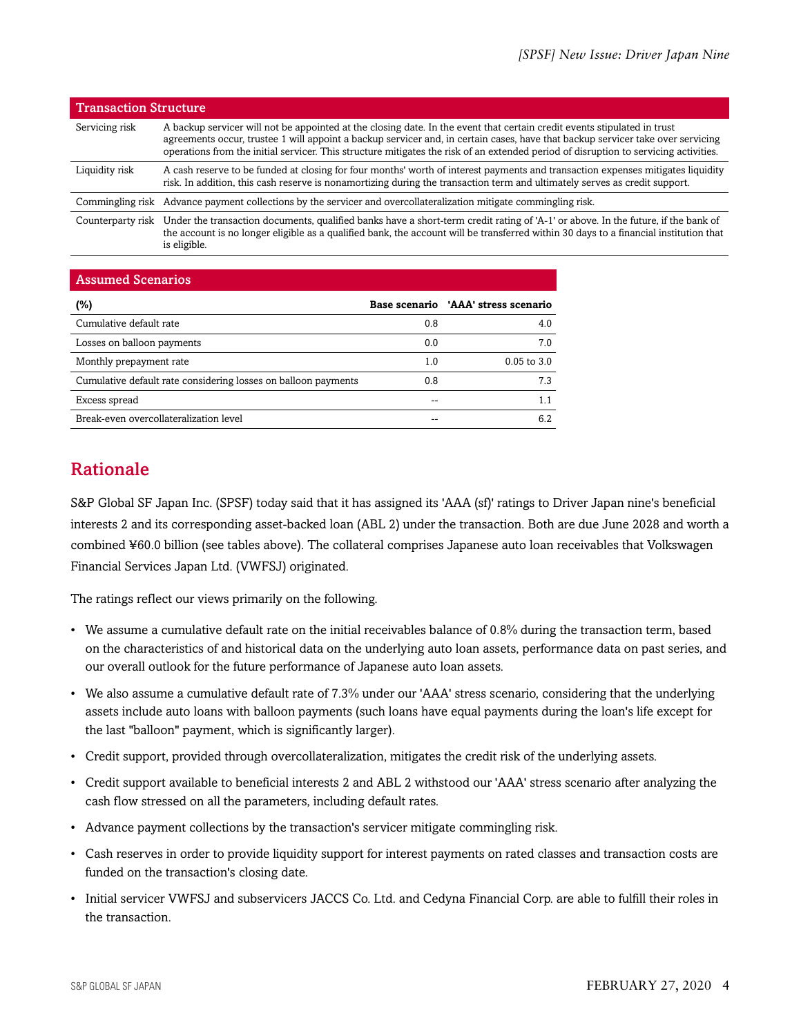| Transaction Structure | |
| --- | --- |
| Servicing risk | A backup servicer will not be appointed at the closing date. In the event that certain credit events stipulated in trust agreements occur, trustee 1 will appoint a backup servicer and, in certain cases, have that backup servicer take over servicing operations from the initial servicer. This structure mitigates the risk of an extended period of disruption to servicing activities. |
| Liquidity risk | A cash reserve to be funded at closing for four months' worth of interest payments and transaction expenses mitigates liquidity risk. In addition, this cash reserve is nonamortizing during the transaction term and ultimately serves as credit support. |
| Commingling risk | Advance payment collections by the servicer and overcollateralization mitigate commingling risk. |
| Counterparty risk | Under the transaction documents, qualified banks have a short-term credit rating of 'A-1' or above. In the future, if the bank of the account is no longer eligible as a qualified bank, the account will be transferred within 30 days to a financial institution that is eligible. |

| Assumed Scenarios | | |
| --- | --- | --- |
| **(%)** | **Base scenario** | **'AAA' stress scenario** |
| Cumulative default rate | 0.8 | 4.0 |
| Losses on balloon payments | 0.0 | 7.0 |
| Monthly prepayment rate | 1.0 | 0.05 to 3.0 |
| Cumulative default rate considering losses on balloon payments | 0.8 | 7.3 |
| Excess spread | -- | 1.1 |
| Break-even overcollateralization level | -- | 6.2 |

## Rationale

S&P Global SF Japan Inc. (SPSF) today said that it has assigned its 'AAA (sf)' ratings to Driver Japan nine's beneficial interests 2 and its corresponding asset-backed loan (ABL 2) under the transaction. Both are due June 2028 and worth a combined ¥60.0 billion (see tables above). The collateral comprises Japanese auto loan receivables that Volkswagen Financial Services Japan Ltd. (VWFSJ) originated.

The ratings reflect our views primarily on the following.

- We assume a cumulative default rate on the initial receivables balance of 0.8% during the transaction term, based on the characteristics of and historical data on the underlying auto loan assets, performance data on past series, and our overall outlook for the future performance of Japanese auto loan assets.
- We also assume a cumulative default rate of 7.3% under our 'AAA' stress scenario, considering that the underlying assets include auto loans with balloon payments (such loans have equal payments during the loan's life except for the last "balloon" payment, which is significantly larger).
- Credit support, provided through overcollateralization, mitigates the credit risk of the underlying assets.
- Credit support available to beneficial interests 2 and ABL 2 withstood our 'AAA' stress scenario after analyzing the cash flow stressed on all the parameters, including default rates.
- Advance payment collections by the transaction's servicer mitigate commingling risk.
- Cash reserves in order to provide liquidity support for interest payments on rated classes and transaction costs are funded on the transaction's closing date.
- Initial servicer VWFSJ and subservicers JACCS Co. Ltd. and Cedyna Financial Corp. are able to fulfill their roles in the transaction.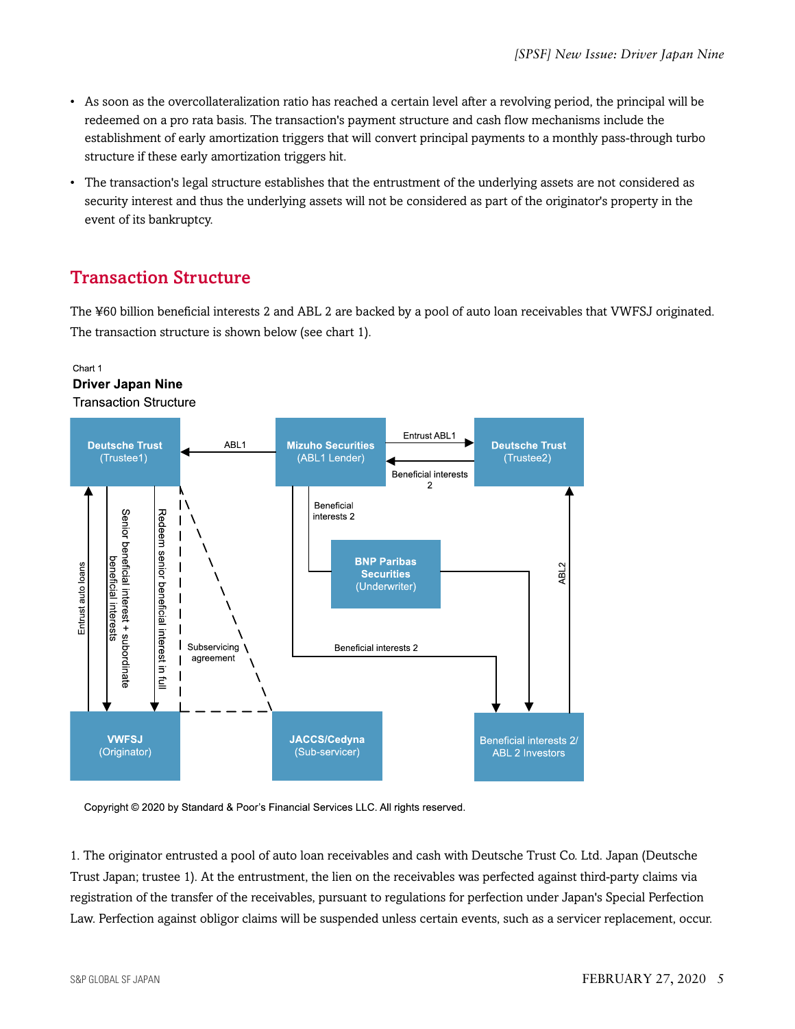- As soon as the overcollateralization ratio has reached a certain level after a revolving period, the principal will be redeemed on a pro rata basis. The transaction's payment structure and cash flow mechanisms include the establishment of early amortization triggers that will convert principal payments to a monthly pass-through turbo structure if these early amortization triggers hit.
- The transaction's legal structure establishes that the entrustment of the underlying assets are not considered as security interest and thus the underlying assets will not be considered as part of the originator's property in the event of its bankruptcy.

## Transaction Structure

The ¥60 billion beneficial interests 2 and ABL 2 are backed by a pool of auto loan receivables that VWFSJ originated. The transaction structure is shown below (see chart 1).

Chart 1

**Driver Japan Nine**

Transaction Structure

Copyright © 2020 by Standard & Poor's Financial Services LLC. All rights reserved.

1. The originator entrusted a pool of auto loan receivables and cash with Deutsche Trust Co. Ltd. Japan (Deutsche Trust Japan; trustee 1). At the entrustment, the lien on the receivables was perfected against third-party claims via registration of the transfer of the receivables, pursuant to regulations for perfection under Japan's Special Perfection Law. Perfection against obligor claims will be suspended unless certain events, such as a servicer replacement, occur.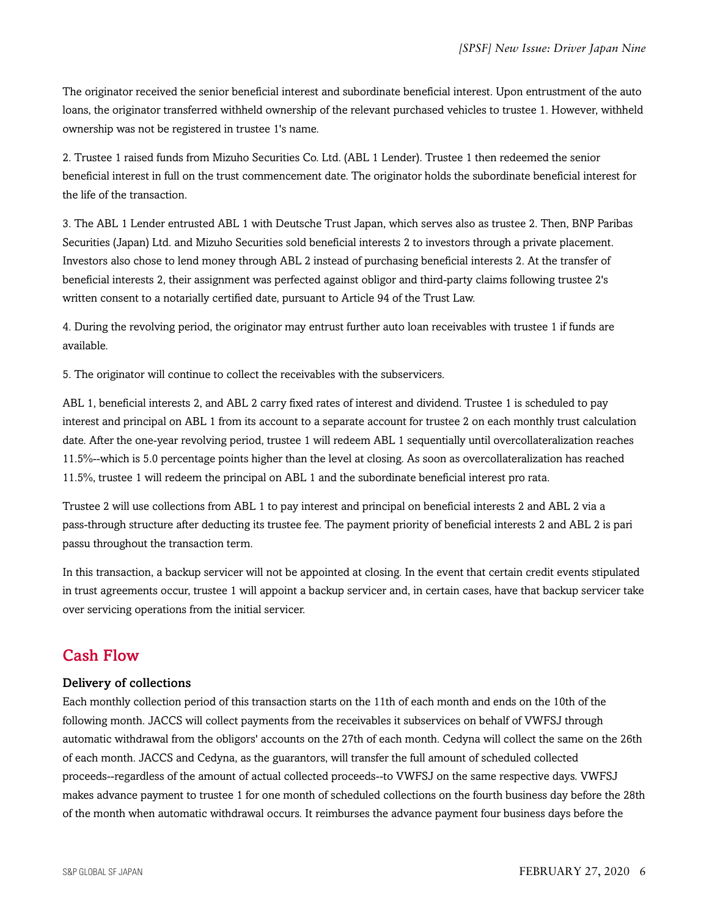The originator received the senior beneficial interest and subordinate beneficial interest. Upon entrustment of the auto loans, the originator transferred withheld ownership of the relevant purchased vehicles to trustee 1. However, withheld ownership was not be registered in trustee 1's name.

2. Trustee 1 raised funds from Mizuho Securities Co. Ltd. (ABL 1 Lender). Trustee 1 then redeemed the senior beneficial interest in full on the trust commencement date. The originator holds the subordinate beneficial interest for the life of the transaction.

3. The ABL 1 Lender entrusted ABL 1 with Deutsche Trust Japan, which serves also as trustee 2. Then, BNP Paribas Securities (Japan) Ltd. and Mizuho Securities sold beneficial interests 2 to investors through a private placement. Investors also chose to lend money through ABL 2 instead of purchasing beneficial interests 2. At the transfer of beneficial interests 2, their assignment was perfected against obligor and third-party claims following trustee 2's written consent to a notarially certified date, pursuant to Article 94 of the Trust Law.

4. During the revolving period, the originator may entrust further auto loan receivables with trustee 1 if funds are available.

5. The originator will continue to collect the receivables with the subservicers.

ABL 1, beneficial interests 2, and ABL 2 carry fixed rates of interest and dividend. Trustee 1 is scheduled to pay interest and principal on ABL 1 from its account to a separate account for trustee 2 on each monthly trust calculation date. After the one-year revolving period, trustee 1 will redeem ABL 1 sequentially until overcollateralization reaches 11.5%--which is 5.0 percentage points higher than the level at closing. As soon as overcollateralization has reached 11.5%, trustee 1 will redeem the principal on ABL 1 and the subordinate beneficial interest pro rata.

Trustee 2 will use collections from ABL 1 to pay interest and principal on beneficial interests 2 and ABL 2 via a pass-through structure after deducting its trustee fee. The payment priority of beneficial interests 2 and ABL 2 is pari passu throughout the transaction term.

In this transaction, a backup servicer will not be appointed at closing. In the event that certain credit events stipulated in trust agreements occur, trustee 1 will appoint a backup servicer and, in certain cases, have that backup servicer take over servicing operations from the initial servicer.

## Cash Flow

### Delivery of collections

Each monthly collection period of this transaction starts on the 11th of each month and ends on the 10th of the following month. JACCS will collect payments from the receivables it subservices on behalf of VWFSJ through automatic withdrawal from the obligors' accounts on the 27th of each month. Cedyna will collect the same on the 26th of each month. JACCS and Cedyna, as the guarantors, will transfer the full amount of scheduled collected proceeds--regardless of the amount of actual collected proceeds--to VWFSJ on the same respective days. VWFSJ makes advance payment to trustee 1 for one month of scheduled collections on the fourth business day before the 28th of the month when automatic withdrawal occurs. It reimburses the advance payment four business days before the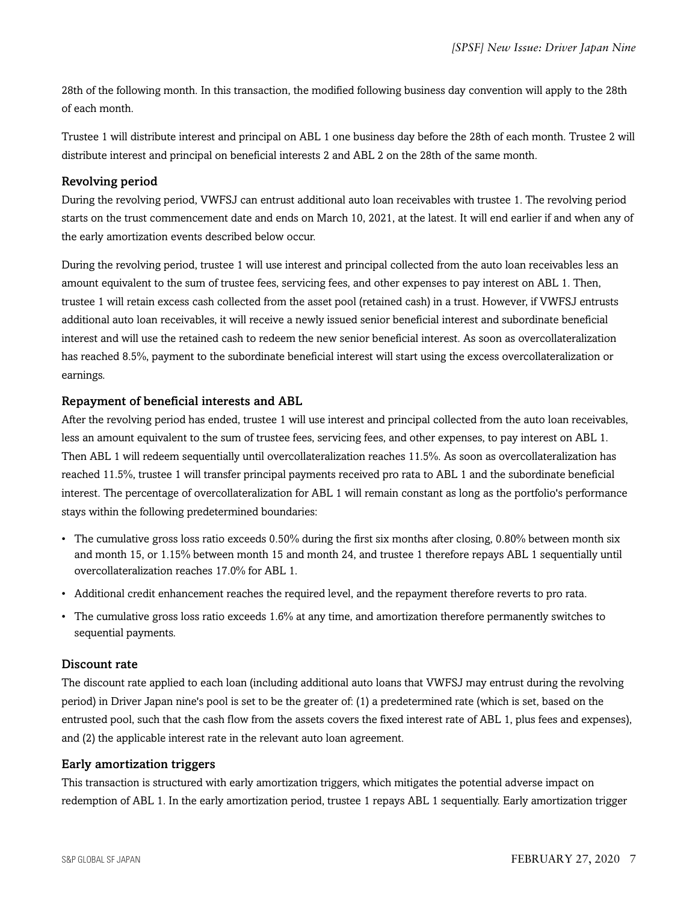28th of the following month. In this transaction, the modified following business day convention will apply to the 28th of each month.

Trustee 1 will distribute interest and principal on ABL 1 one business day before the 28th of each month. Trustee 2 will distribute interest and principal on beneficial interests 2 and ABL 2 on the 28th of the same month.

### Revolving period

During the revolving period, VWFSJ can entrust additional auto loan receivables with trustee 1. The revolving period starts on the trust commencement date and ends on March 10, 2021, at the latest. It will end earlier if and when any of the early amortization events described below occur.

During the revolving period, trustee 1 will use interest and principal collected from the auto loan receivables less an amount equivalent to the sum of trustee fees, servicing fees, and other expenses to pay interest on ABL 1. Then, trustee 1 will retain excess cash collected from the asset pool (retained cash) in a trust. However, if VWFSJ entrusts additional auto loan receivables, it will receive a newly issued senior beneficial interest and subordinate beneficial interest and will use the retained cash to redeem the new senior beneficial interest. As soon as overcollateralization has reached 8.5%, payment to the subordinate beneficial interest will start using the excess overcollateralization or earnings.

### Repayment of beneficial interests and ABL

After the revolving period has ended, trustee 1 will use interest and principal collected from the auto loan receivables, less an amount equivalent to the sum of trustee fees, servicing fees, and other expenses, to pay interest on ABL 1. Then ABL 1 will redeem sequentially until overcollateralization reaches 11.5%. As soon as overcollateralization has reached 11.5%, trustee 1 will transfer principal payments received pro rata to ABL 1 and the subordinate beneficial interest. The percentage of overcollateralization for ABL 1 will remain constant as long as the portfolio's performance stays within the following predetermined boundaries:

- The cumulative gross loss ratio exceeds 0.50% during the first six months after closing, 0.80% between month six and month 15, or 1.15% between month 15 and month 24, and trustee 1 therefore repays ABL 1 sequentially until overcollateralization reaches 17.0% for ABL 1.
- Additional credit enhancement reaches the required level, and the repayment therefore reverts to pro rata.
- The cumulative gross loss ratio exceeds 1.6% at any time, and amortization therefore permanently switches to sequential payments.

### Discount rate

The discount rate applied to each loan (including additional auto loans that VWFSJ may entrust during the revolving period) in Driver Japan nine's pool is set to be the greater of: (1) a predetermined rate (which is set, based on the entrusted pool, such that the cash flow from the assets covers the fixed interest rate of ABL 1, plus fees and expenses), and (2) the applicable interest rate in the relevant auto loan agreement.

### Early amortization triggers

This transaction is structured with early amortization triggers, which mitigates the potential adverse impact on redemption of ABL 1. In the early amortization period, trustee 1 repays ABL 1 sequentially. Early amortization trigger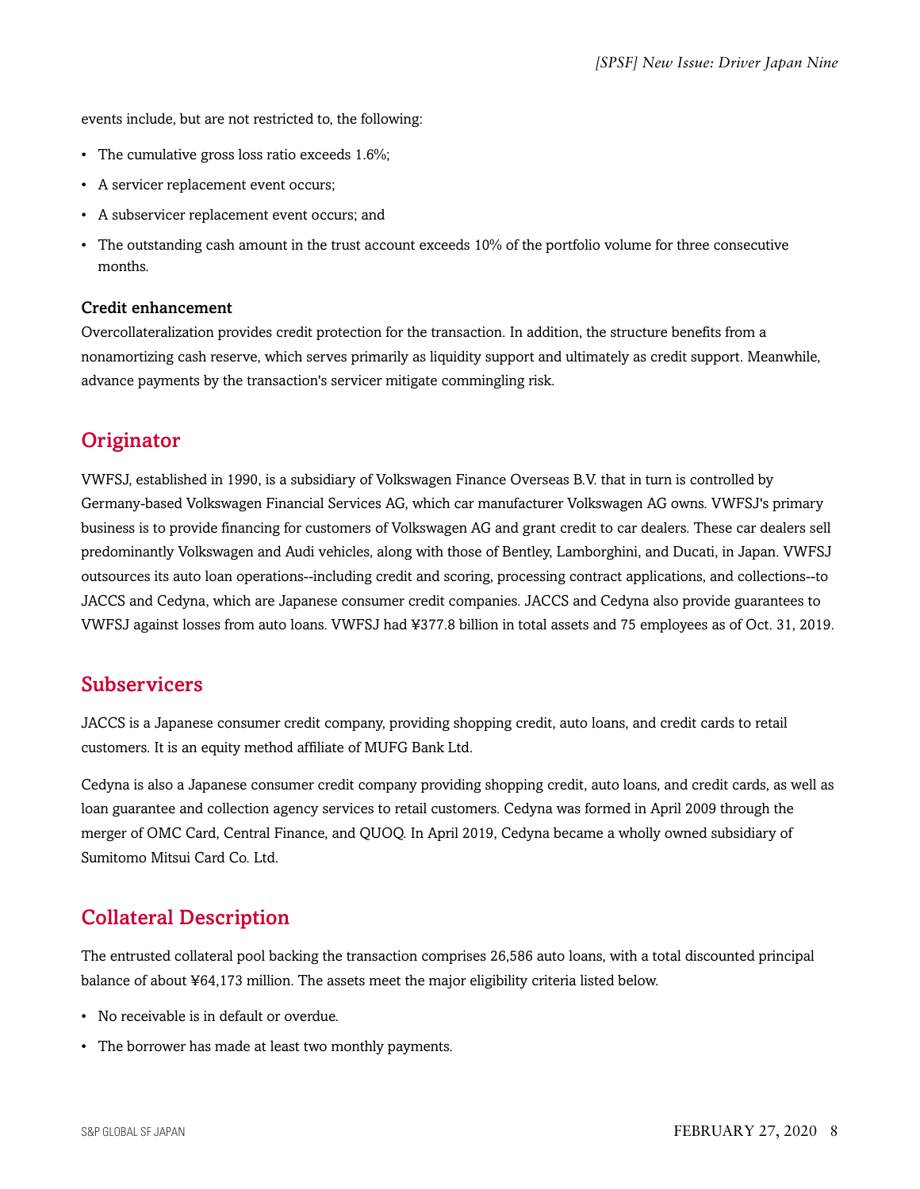events include, but are not restricted to, the following:

- The cumulative gross loss ratio exceeds 1.6%;
- A servicer replacement event occurs;
- A subservicer replacement event occurs; and
- The outstanding cash amount in the trust account exceeds 10% of the portfolio volume for three consecutive months.

### Credit enhancement

Overcollateralization provides credit protection for the transaction. In addition, the structure benefits from a nonamortizing cash reserve, which serves primarily as liquidity support and ultimately as credit support. Meanwhile, advance payments by the transaction's servicer mitigate commingling risk.

## Originator

VWFSJ, established in 1990, is a subsidiary of Volkswagen Finance Overseas B.V. that in turn is controlled by Germany-based Volkswagen Financial Services AG, which car manufacturer Volkswagen AG owns. VWFSJ's primary business is to provide financing for customers of Volkswagen AG and grant credit to car dealers. These car dealers sell predominantly Volkswagen and Audi vehicles, along with those of Bentley, Lamborghini, and Ducati, in Japan. VWFSJ outsources its auto loan operations--including credit and scoring, processing contract applications, and collections--to JACCS and Cedyna, which are Japanese consumer credit companies. JACCS and Cedyna also provide guarantees to VWFSJ against losses from auto loans. VWFSJ had ¥377.8 billion in total assets and 75 employees as of Oct. 31, 2019.

## Subservicers

JACCS is a Japanese consumer credit company, providing shopping credit, auto loans, and credit cards to retail customers. It is an equity method affiliate of MUFG Bank Ltd.

Cedyna is also a Japanese consumer credit company providing shopping credit, auto loans, and credit cards, as well as loan guarantee and collection agency services to retail customers. Cedyna was formed in April 2009 through the merger of OMC Card, Central Finance, and QUOQ. In April 2019, Cedyna became a wholly owned subsidiary of Sumitomo Mitsui Card Co. Ltd.

## Collateral Description

The entrusted collateral pool backing the transaction comprises 26,586 auto loans, with a total discounted principal balance of about ¥64,173 million. The assets meet the major eligibility criteria listed below.

- No receivable is in default or overdue.
- The borrower has made at least two monthly payments.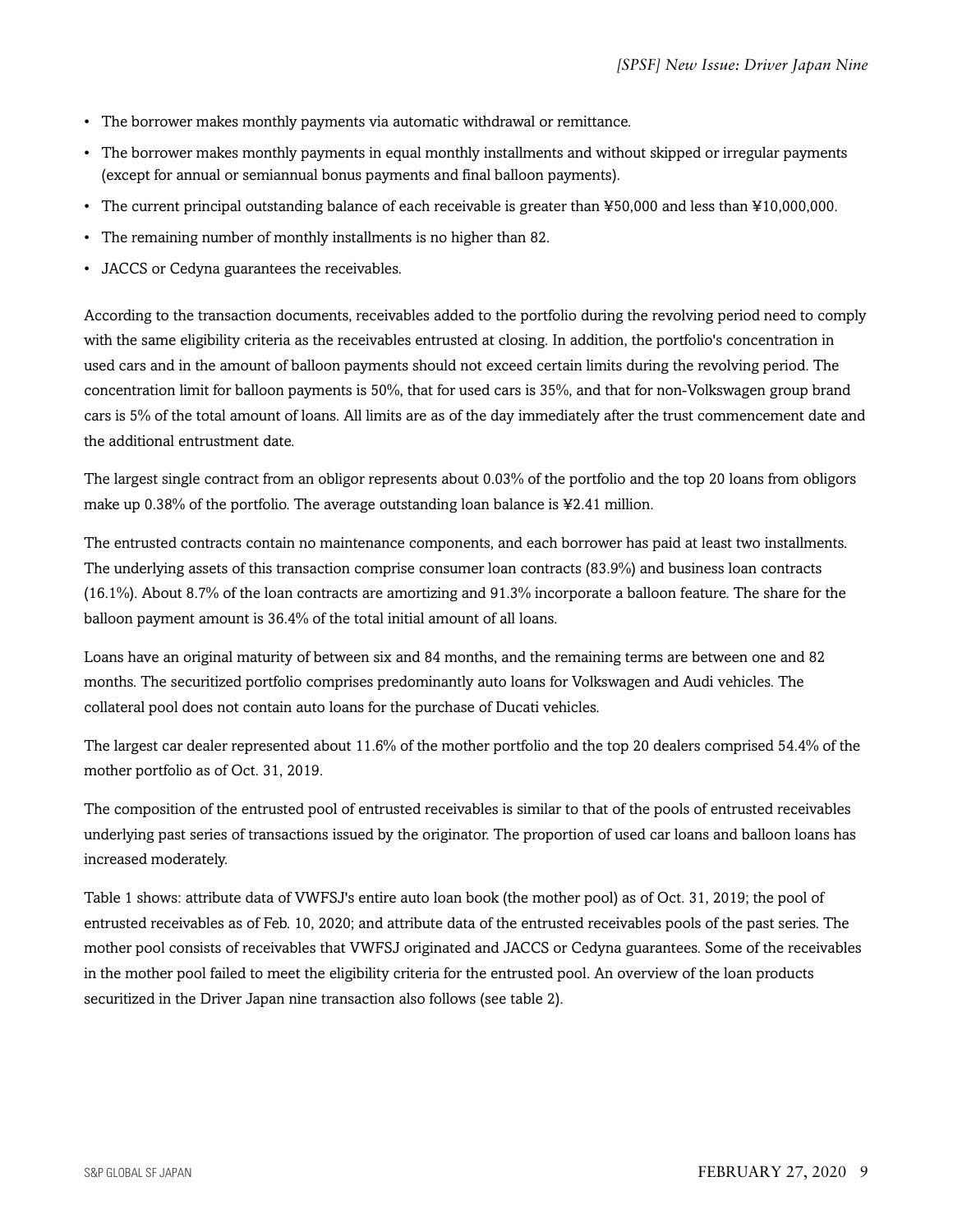- The borrower makes monthly payments via automatic withdrawal or remittance.
- The borrower makes monthly payments in equal monthly installments and without skipped or irregular payments (except for annual or semiannual bonus payments and final balloon payments).
- The current principal outstanding balance of each receivable is greater than ¥50,000 and less than ¥10,000,000.
- The remaining number of monthly installments is no higher than 82.
- JACCS or Cedyna guarantees the receivables.

According to the transaction documents, receivables added to the portfolio during the revolving period need to comply with the same eligibility criteria as the receivables entrusted at closing. In addition, the portfolio's concentration in used cars and in the amount of balloon payments should not exceed certain limits during the revolving period. The concentration limit for balloon payments is 50%, that for used cars is 35%, and that for non-Volkswagen group brand cars is 5% of the total amount of loans. All limits are as of the day immediately after the trust commencement date and the additional entrustment date.

The largest single contract from an obligor represents about 0.03% of the portfolio and the top 20 loans from obligors make up 0.38% of the portfolio. The average outstanding loan balance is ¥2.41 million.

The entrusted contracts contain no maintenance components, and each borrower has paid at least two installments. The underlying assets of this transaction comprise consumer loan contracts (83.9%) and business loan contracts (16.1%). About 8.7% of the loan contracts are amortizing and 91.3% incorporate a balloon feature. The share for the balloon payment amount is 36.4% of the total initial amount of all loans.

Loans have an original maturity of between six and 84 months, and the remaining terms are between one and 82 months. The securitized portfolio comprises predominantly auto loans for Volkswagen and Audi vehicles. The collateral pool does not contain auto loans for the purchase of Ducati vehicles.

The largest car dealer represented about 11.6% of the mother portfolio and the top 20 dealers comprised 54.4% of the mother portfolio as of Oct. 31, 2019.

The composition of the entrusted pool of entrusted receivables is similar to that of the pools of entrusted receivables underlying past series of transactions issued by the originator. The proportion of used car loans and balloon loans has increased moderately.

Table 1 shows: attribute data of VWFSJ's entire auto loan book (the mother pool) as of Oct. 31, 2019; the pool of entrusted receivables as of Feb. 10, 2020; and attribute data of the entrusted receivables pools of the past series. The mother pool consists of receivables that VWFSJ originated and JACCS or Cedyna guarantees. Some of the receivables in the mother pool failed to meet the eligibility criteria for the entrusted pool. An overview of the loan products securitized in the Driver Japan nine transaction also follows (see table 2).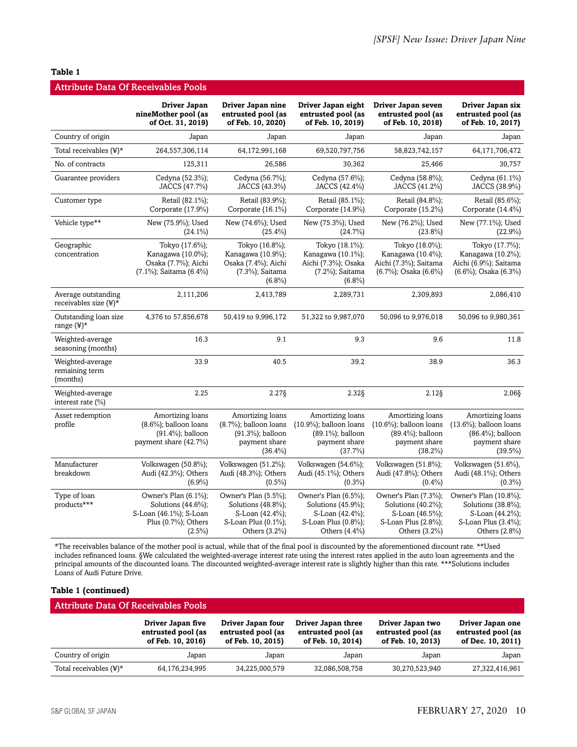**Table 1**

| Attribute Data Of Receivables Pools | Driver Japan nineMother pool (as of Oct. 31, 2019) | Driver Japan nine entrusted pool (as of Feb. 10, 2020) | Driver Japan eight entrusted pool (as of Feb. 10, 2019) | Driver Japan seven entrusted pool (as of Feb. 10, 2018) | Driver Japan six entrusted pool (as of Feb. 10, 2017) |
|---|---|---|---|---|---|
| Country of origin | Japan | Japan | Japan | Japan | Japan |
| Total receivables (¥)* | 264,557,306,114 | 64,172,991,168 | 69,520,797,756 | 58,823,742,157 | 64,171,706,472 |
| No. of contracts | 125,311 | 26,586 | 30,362 | 25,466 | 30,757 |
| Guarantee providers | Cedyna (52.3%); JACCS (47.7%) | Cedyna (56.7%); JACCS (43.3%) | Cedyna (57.6%); JACCS (42.4%) | Cedyna (58.8%); JACCS (41.2%) | Cedyna (61.1%) JACCS (38.9%) |
| Customer type | Retail (82.1%); Corporate (17.9%) | Retail (83.9%); Corporate (16.1%) | Retail (85.1%); Corporate (14.9%) | Retail (84.8%); Corporate (15.2%) | Retail (85.6%); Corporate (14.4%) |
| Vehicle type** | New (75.9%); Used (24.1%) | New (74.6%); Used (25.4%) | New (75.3%); Used (24.7%) | New (76.2%); Used (23.8%) | New (77.1%); Used (22.9%) |
| Geographic concentration | Tokyo (17.6%); Kanagawa (10.0%); Osaka (7.7%); Aichi (7.1%); Saitama (6.4%) | Tokyo (16.8%); Kanagawa (10.9%); Osaka (7.4%); Aichi (7.3%); Saitama (6.8%) | Tokyo (18.1%); Kanagawa (10.1%); Aichi (7.3%); Osaka (7.2%); Saitama (6.8%) | Tokyo (18.0%); Kanagawa (10.4%); Aichi (7.3%); Saitama (6.7%); Osaka (6.6%) | Tokyo (17.7%); Kanagawa (10.2%); Aichi (6.9%); Saitama (6.6%); Osaka (6.3%) |
| Average outstanding receivables size (¥)* | 2,111,206 | 2,413,789 | 2,289,731 | 2,309,893 | 2,086,410 |
| Outstanding loan size range (¥)* | 4,376 to 57,856,678 | 50,419 to 9,996,172 | 51,322 to 9,987,070 | 50,096 to 9,976,018 | 50,096 to 9,980,361 |
| Weighted-average seasoning (months) | 16.3 | 9.1 | 9.3 | 9.6 | 11.8 |
| Weighted-average remaining term (months) | 33.9 | 40.5 | 39.2 | 38.9 | 36.3 |
| Weighted-average interest rate (%) | 2.25 | 2.27§ | 2.32§ | 2.12§ | 2.06§ |
| Asset redemption profile | Amortizing loans (8.6%); balloon loans (91.4%); balloon payment share (42.7%) | Amortizing loans (8.7%); balloon loans (91.3%); balloon payment share (36.4%) | Amortizing loans (10.9%); balloon loans (89.1%); balloon payment share (37.7%) | Amortizing loans (10.6%); balloon loans (89.4%); balloon payment share (38.2%) | Amortizing loans (13.6%); balloon loans (86.4%); balloon payment share (39.5%) |
| Manufacturer breakdown | Volkswagen (50.8%); Audi (42.3%); Others (6.9%) | Volkswagen (51.2%); Audi (48.3%); Others (0.5%) | Volkswagen (54.6%); Audi (45.1%); Others (0.3%) | Volkswagen (51.8%); Audi (47.8%); Others (0.4%) | Volkswagen (51.6%), Audi (48.1%); Others (0.3%) |
| Type of loan products*** | Owner's Plan (6.1%); Solutions (44.6%); S-Loan (46.1%); S-Loan Plus (0.7%); Others (2.5%) | Owner's Plan (5.5%); Solutions (48.8%); S-Loan (42.4%); S-Loan Plus (0.1%); Others (3.2%) | Owner's Plan (6.5%); Solutions (45.9%); S-Loan (42.4%); S-Loan Plus (0.8%); Others (4.4%) | Owner's Plan (7.3%); Solutions (40.2%); S-Loan (46.5%); S-Loan Plus (2.8%); Others (3.2%) | Owner's Plan (10.8%); Solutions (38.8%); S-Loan (44.2%); S-Loan Plus (3.4%); Others (2.8%) |

*The receivables balance of the mother pool is actual, while that of the final pool is discounted by the aforementioned discount rate. **Used includes refinanced loans. §We calculated the weighted-average interest rate using the interest rates applied in the auto loan agreements and the principal amounts of the discounted loans. The discounted weighted-average interest rate is slightly higher than this rate. ***Solutions includes Loans of Audi Future Drive.

**Table 1 (continued)**

| Attribute Data Of Receivables Pools | Driver Japan five entrusted pool (as of Feb. 10, 2016) | Driver Japan four entrusted pool (as of Feb. 10, 2015) | Driver Japan three entrusted pool (as of Feb. 10, 2014) | Driver Japan two entrusted pool (as of Feb. 10, 2013) | Driver Japan one entrusted pool (as of Dec. 10, 2011) |
|---|---|---|---|---|---|
| Country of origin | Japan | Japan | Japan | Japan | Japan |
| Total receivables (¥)* | 64,176,234,995 | 34,225,000,579 | 32,086,508,758 | 30,270,523,940 | 27,322,416,961 |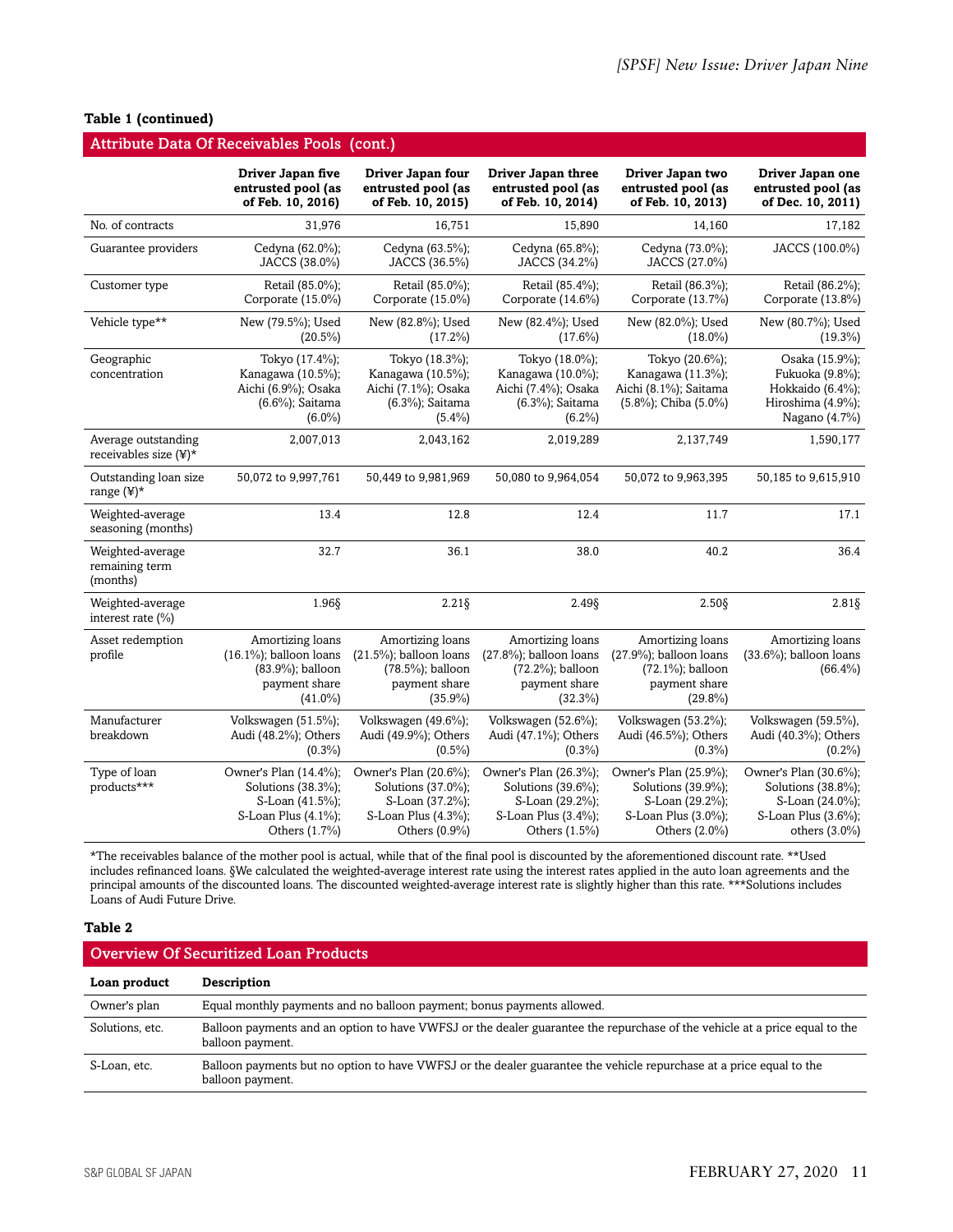**Table 1 (continued)**

| Attribute Data Of Receivables Pools (cont.) | | | | | |
|---|---|---|---|---|---|
| | **Driver Japan five entrusted pool (as of Feb. 10, 2016)** | **Driver Japan four entrusted pool (as of Feb. 10, 2015)** | **Driver Japan three entrusted pool (as of Feb. 10, 2014)** | **Driver Japan two entrusted pool (as of Feb. 10, 2013)** | **Driver Japan one entrusted pool (as of Dec. 10, 2011)** |
| No. of contracts | 31,976 | 16,751 | 15,890 | 14,160 | 17,182 |
| Guarantee providers | Cedyna (62.0%); JACCS (38.0%) | Cedyna (63.5%); JACCS (36.5%) | Cedyna (65.8%); JACCS (34.2%) | Cedyna (73.0%); JACCS (27.0%) | JACCS (100.0%) |
| Customer type | Retail (85.0%); Corporate (15.0%) | Retail (85.0%); Corporate (15.0%) | Retail (85.4%); Corporate (14.6%) | Retail (86.3%); Corporate (13.7%) | Retail (86.2%); Corporate (13.8%) |
| Vehicle type** | New (79.5%); Used (20.5%) | New (82.8%); Used (17.2%) | New (82.4%); Used (17.6%) | New (82.0%); Used (18.0%) | New (80.7%); Used (19.3%) |
| Geographic concentration | Tokyo (17.4%); Kanagawa (10.5%); Aichi (6.9%); Osaka (6.6%); Saitama (6.0%) | Tokyo (18.3%); Kanagawa (10.5%); Aichi (7.1%); Osaka (6.3%); Saitama (5.4%) | Tokyo (18.0%); Kanagawa (10.0%); Aichi (7.4%); Osaka (6.3%); Saitama (6.2%) | Tokyo (20.6%); Kanagawa (11.3%); Aichi (8.1%); Saitama (5.8%); Chiba (5.0%) | Osaka (15.9%); Fukuoka (9.8%); Hokkaido (6.4%); Hiroshima (4.9%); Nagano (4.7%) |
| Average outstanding receivables size (¥)* | 2,007,013 | 2,043,162 | 2,019,289 | 2,137,749 | 1,590,177 |
| Outstanding loan size range (¥)* | 50,072 to 9,997,761 | 50,449 to 9,981,969 | 50,080 to 9,964,054 | 50,072 to 9,963,395 | 50,185 to 9,615,910 |
| Weighted-average seasoning (months) | 13.4 | 12.8 | 12.4 | 11.7 | 17.1 |
| Weighted-average remaining term (months) | 32.7 | 36.1 | 38.0 | 40.2 | 36.4 |
| Weighted-average interest rate (%) | 1.96§ | 2.21§ | 2.49§ | 2.50§ | 2.81§ |
| Asset redemption profile | Amortizing loans (16.1%); balloon loans (83.9%); balloon payment share (41.0%) | Amortizing loans (21.5%); balloon loans (78.5%); balloon payment share (35.9%) | Amortizing loans (27.8%); balloon loans (72.2%); balloon payment share (32.3%) | Amortizing loans (27.9%); balloon loans (72.1%); balloon payment share (29.8%) | Amortizing loans (33.6%); balloon loans (66.4%) |
| Manufacturer breakdown | Volkswagen (51.5%); Audi (48.2%); Others (0.3%) | Volkswagen (49.6%); Audi (49.9%); Others (0.5%) | Volkswagen (52.6%); Audi (47.1%); Others (0.3%) | Volkswagen (53.2%); Audi (46.5%); Others (0.3%) | Volkswagen (59.5%), Audi (40.3%); Others (0.2%) |
| Type of loan products*** | Owner's Plan (14.4%); Solutions (38.3%); S-Loan (41.5%); S-Loan Plus (4.1%); Others (1.7%) | Owner's Plan (20.6%); Solutions (37.0%); S-Loan (37.2%); S-Loan Plus (4.3%); Others (0.9%) | Owner's Plan (26.3%); Solutions (39.6%); S-Loan (29.2%); S-Loan Plus (3.4%); Others (1.5%) | Owner's Plan (25.9%); Solutions (39.9%); S-Loan (29.2%); S-Loan Plus (3.0%); Others (2.0%) | Owner's Plan (30.6%); Solutions (38.8%); S-Loan (24.0%); S-Loan Plus (3.6%); others (3.0%) |

*The receivables balance of the mother pool is actual, while that of the final pool is discounted by the aforementioned discount rate. **Used includes refinanced loans. §We calculated the weighted-average interest rate using the interest rates applied in the auto loan agreements and the principal amounts of the discounted loans. The discounted weighted-average interest rate is slightly higher than this rate. ***Solutions includes Loans of Audi Future Drive.

**Table 2**

| Overview Of Securitized Loan Products | |
|---|---|
| **Loan product** | **Description** |
| Owner's plan | Equal monthly payments and no balloon payment; bonus payments allowed. |
| Solutions, etc. | Balloon payments and an option to have VWFSJ or the dealer guarantee the repurchase of the vehicle at a price equal to the balloon payment. |
| S-Loan, etc. | Balloon payments but no option to have VWFSJ or the dealer guarantee the vehicle repurchase at a price equal to the balloon payment. |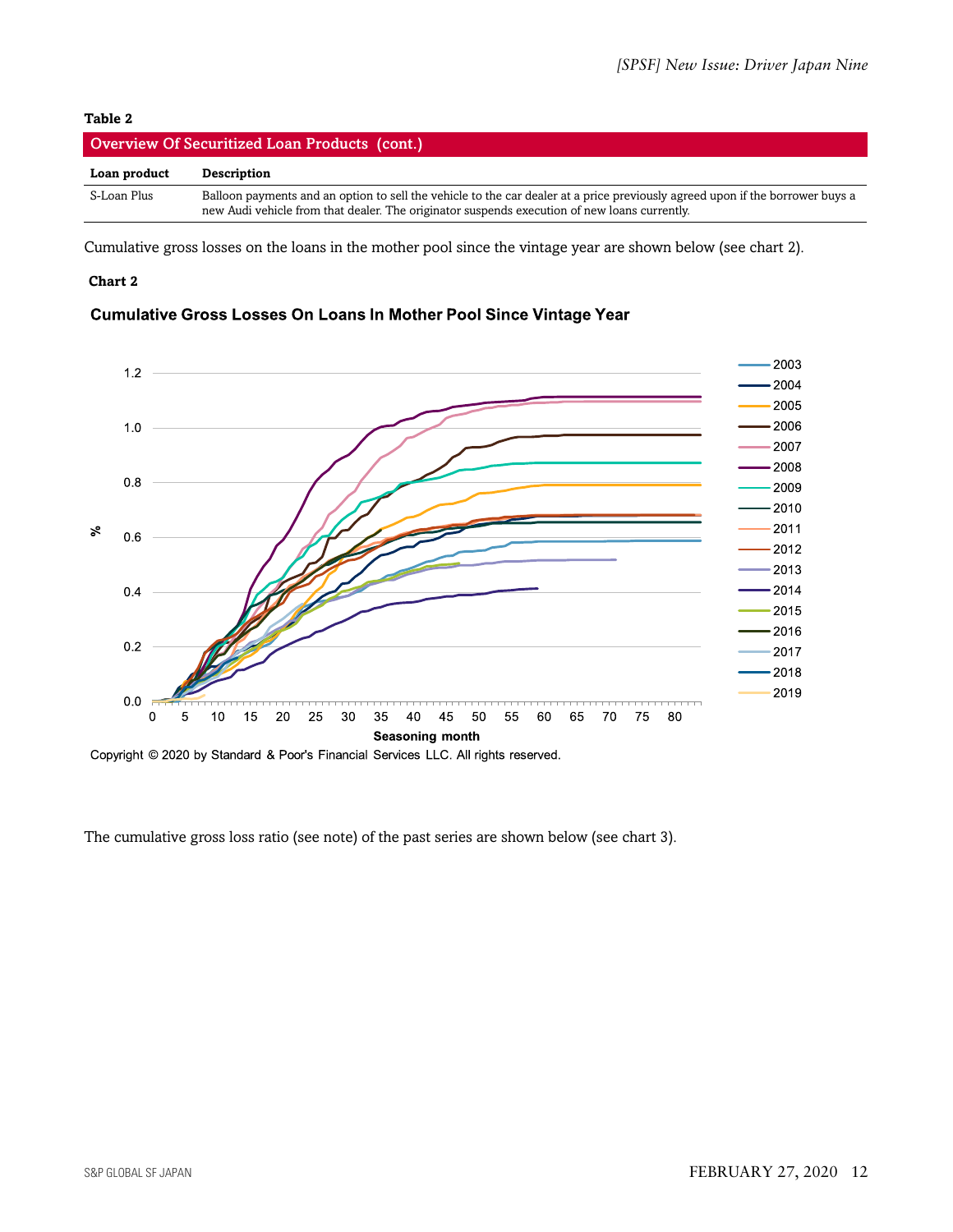**Table 2**

**Overview Of Securitized Loan Products (cont.)**

| Loan product | Description |
| --- | --- |
| S-Loan Plus | Balloon payments and an option to sell the vehicle to the car dealer at a price previously agreed upon if the borrower buys a new Audi vehicle from that dealer. The originator suspends execution of new loans currently. |

Cumulative gross losses on the loans in the mother pool since the vintage year are shown below (see chart 2).

**Chart 2**

**Cumulative Gross Losses On Loans In Mother Pool Since Vintage Year**

Copyright © 2020 by Standard & Poor's Financial Services LLC. All rights reserved.

The cumulative gross loss ratio (see note) of the past series are shown below (see chart 3).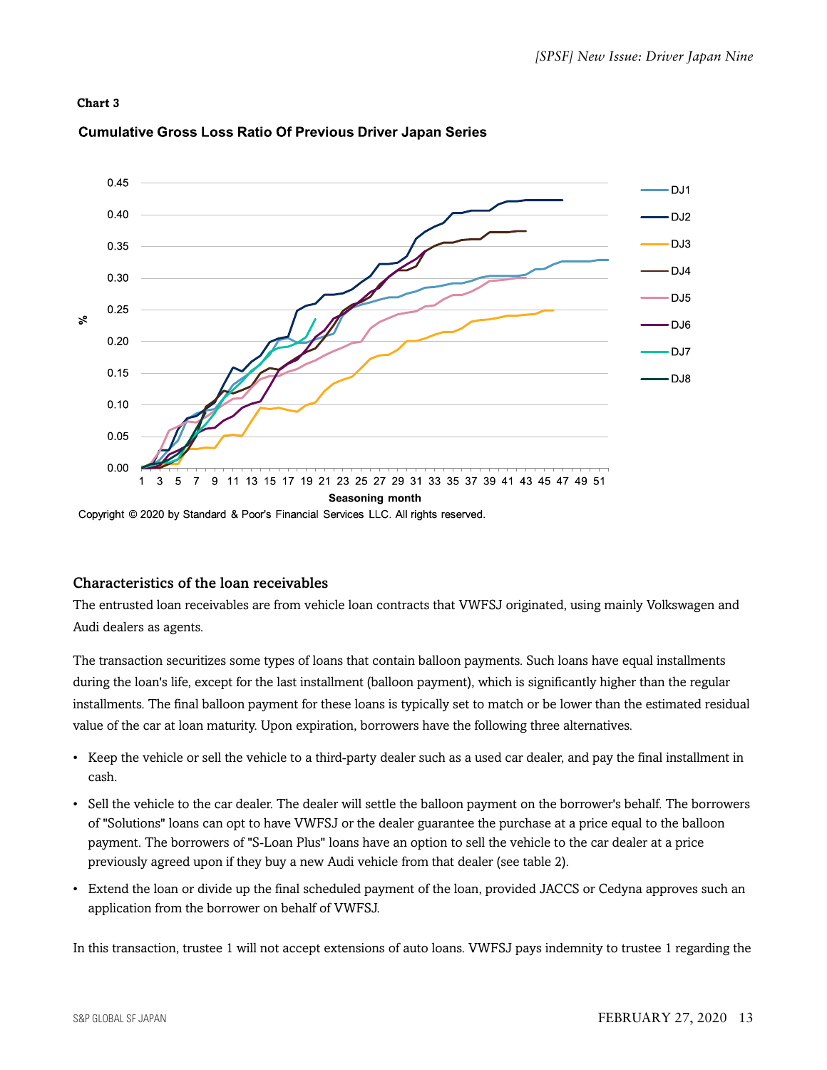**Chart 3**

**Cumulative Gross Loss Ratio Of Previous Driver Japan Series**

Copyright © 2020 by Standard & Poor's Financial Services LLC. All rights reserved.

### Characteristics of the loan receivables

The entrusted loan receivables are from vehicle loan contracts that VWFSJ originated, using mainly Volkswagen and Audi dealers as agents.

The transaction securitizes some types of loans that contain balloon payments. Such loans have equal installments during the loan's life, except for the last installment (balloon payment), which is significantly higher than the regular installments. The final balloon payment for these loans is typically set to match or be lower than the estimated residual value of the car at loan maturity. Upon expiration, borrowers have the following three alternatives.

- Keep the vehicle or sell the vehicle to a third-party dealer such as a used car dealer, and pay the final installment in cash.
- Sell the vehicle to the car dealer. The dealer will settle the balloon payment on the borrower's behalf. The borrowers of "Solutions" loans can opt to have VWFSJ or the dealer guarantee the purchase at a price equal to the balloon payment. The borrowers of "S-Loan Plus" loans have an option to sell the vehicle to the car dealer at a price previously agreed upon if they buy a new Audi vehicle from that dealer (see table 2).
- Extend the loan or divide up the final scheduled payment of the loan, provided JACCS or Cedyna approves such an application from the borrower on behalf of VWFSJ.

In this transaction, trustee 1 will not accept extensions of auto loans. VWFSJ pays indemnity to trustee 1 regarding the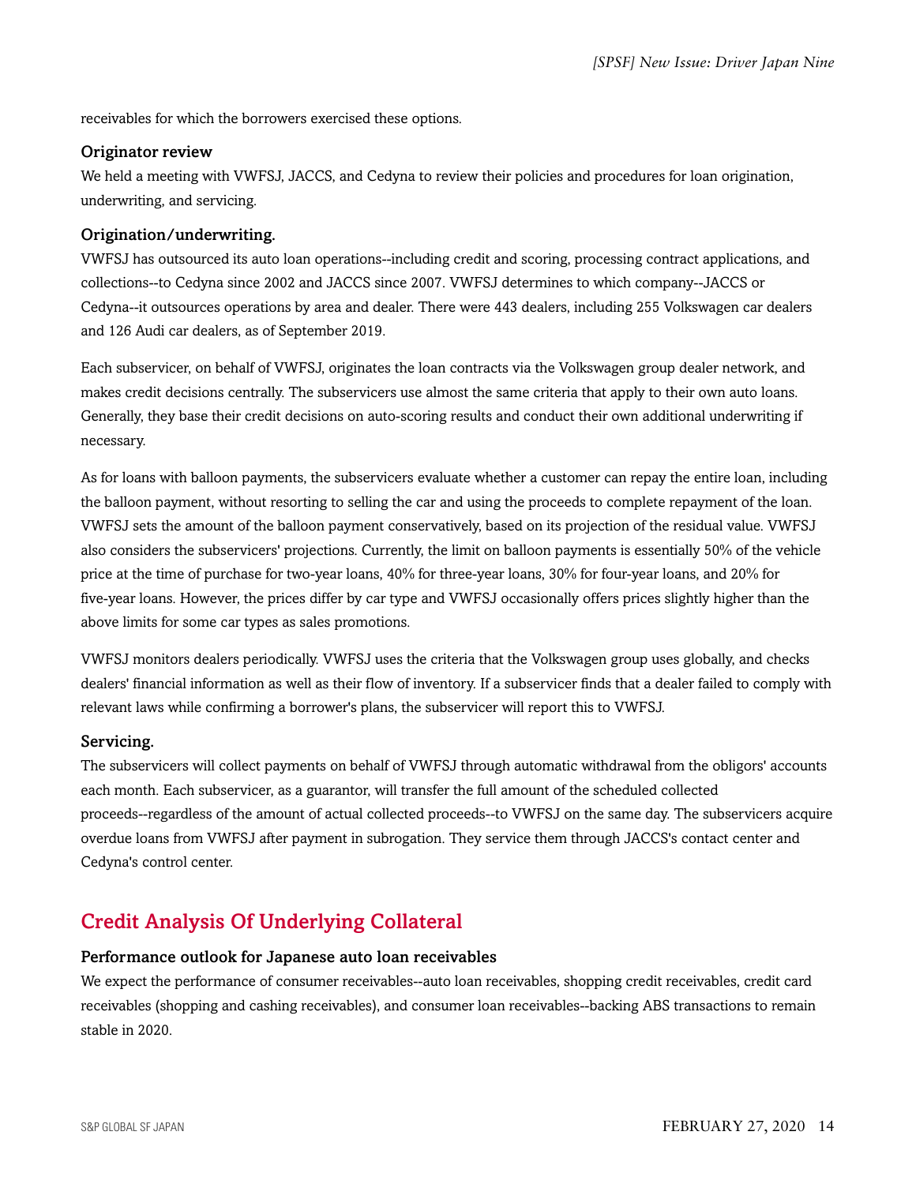receivables for which the borrowers exercised these options.

### Originator review

We held a meeting with VWFSJ, JACCS, and Cedyna to review their policies and procedures for loan origination, underwriting, and servicing.

### Origination/underwriting.

VWFSJ has outsourced its auto loan operations--including credit and scoring, processing contract applications, and collections--to Cedyna since 2002 and JACCS since 2007. VWFSJ determines to which company--JACCS or Cedyna--it outsources operations by area and dealer. There were 443 dealers, including 255 Volkswagen car dealers and 126 Audi car dealers, as of September 2019.

Each subservicer, on behalf of VWFSJ, originates the loan contracts via the Volkswagen group dealer network, and makes credit decisions centrally. The subservicers use almost the same criteria that apply to their own auto loans. Generally, they base their credit decisions on auto-scoring results and conduct their own additional underwriting if necessary.

As for loans with balloon payments, the subservicers evaluate whether a customer can repay the entire loan, including the balloon payment, without resorting to selling the car and using the proceeds to complete repayment of the loan. VWFSJ sets the amount of the balloon payment conservatively, based on its projection of the residual value. VWFSJ also considers the subservicers' projections. Currently, the limit on balloon payments is essentially 50% of the vehicle price at the time of purchase for two-year loans, 40% for three-year loans, 30% for four-year loans, and 20% for five-year loans. However, the prices differ by car type and VWFSJ occasionally offers prices slightly higher than the above limits for some car types as sales promotions.

VWFSJ monitors dealers periodically. VWFSJ uses the criteria that the Volkswagen group uses globally, and checks dealers' financial information as well as their flow of inventory. If a subservicer finds that a dealer failed to comply with relevant laws while confirming a borrower's plans, the subservicer will report this to VWFSJ.

### Servicing.

The subservicers will collect payments on behalf of VWFSJ through automatic withdrawal from the obligors' accounts each month. Each subservicer, as a guarantor, will transfer the full amount of the scheduled collected proceeds--regardless of the amount of actual collected proceeds--to VWFSJ on the same day. The subservicers acquire overdue loans from VWFSJ after payment in subrogation. They service them through JACCS's contact center and Cedyna's control center.

## Credit Analysis Of Underlying Collateral

### Performance outlook for Japanese auto loan receivables

We expect the performance of consumer receivables--auto loan receivables, shopping credit receivables, credit card receivables (shopping and cashing receivables), and consumer loan receivables--backing ABS transactions to remain stable in 2020.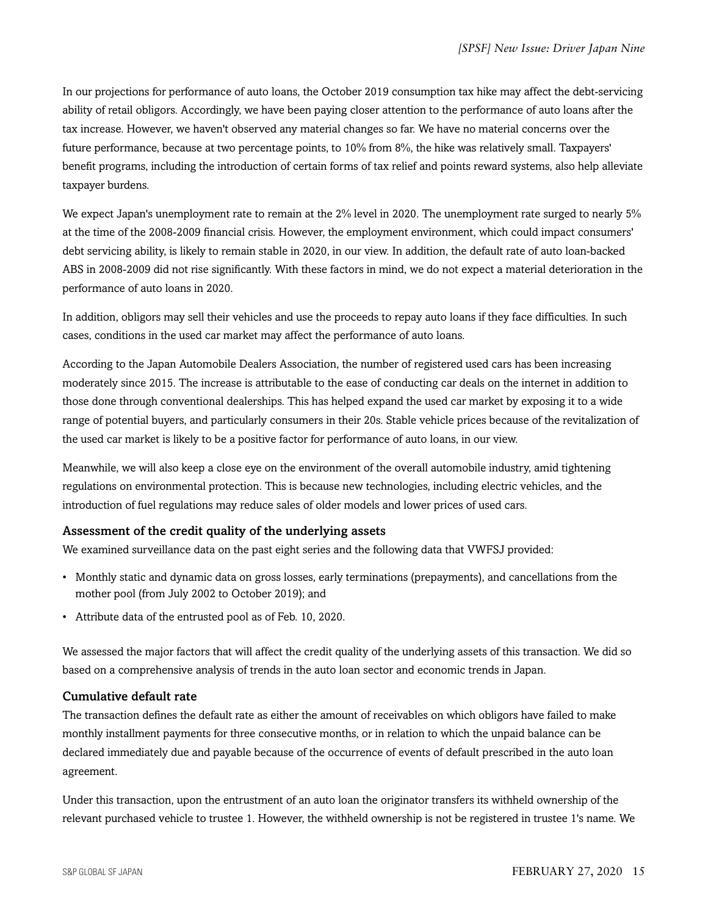In our projections for performance of auto loans, the October 2019 consumption tax hike may affect the debt-servicing ability of retail obligors. Accordingly, we have been paying closer attention to the performance of auto loans after the tax increase. However, we haven't observed any material changes so far. We have no material concerns over the future performance, because at two percentage points, to 10% from 8%, the hike was relatively small. Taxpayers' benefit programs, including the introduction of certain forms of tax relief and points reward systems, also help alleviate taxpayer burdens.

We expect Japan's unemployment rate to remain at the 2% level in 2020. The unemployment rate surged to nearly 5% at the time of the 2008-2009 financial crisis. However, the employment environment, which could impact consumers' debt servicing ability, is likely to remain stable in 2020, in our view. In addition, the default rate of auto loan-backed ABS in 2008-2009 did not rise significantly. With these factors in mind, we do not expect a material deterioration in the performance of auto loans in 2020.

In addition, obligors may sell their vehicles and use the proceeds to repay auto loans if they face difficulties. In such cases, conditions in the used car market may affect the performance of auto loans.

According to the Japan Automobile Dealers Association, the number of registered used cars has been increasing moderately since 2015. The increase is attributable to the ease of conducting car deals on the internet in addition to those done through conventional dealerships. This has helped expand the used car market by exposing it to a wide range of potential buyers, and particularly consumers in their 20s. Stable vehicle prices because of the revitalization of the used car market is likely to be a positive factor for performance of auto loans, in our view.

Meanwhile, we will also keep a close eye on the environment of the overall automobile industry, amid tightening regulations on environmental protection. This is because new technologies, including electric vehicles, and the introduction of fuel regulations may reduce sales of older models and lower prices of used cars.

### Assessment of the credit quality of the underlying assets

We examined surveillance data on the past eight series and the following data that VWFSJ provided:

- Monthly static and dynamic data on gross losses, early terminations (prepayments), and cancellations from the mother pool (from July 2002 to October 2019); and
- Attribute data of the entrusted pool as of Feb. 10, 2020.

We assessed the major factors that will affect the credit quality of the underlying assets of this transaction. We did so based on a comprehensive analysis of trends in the auto loan sector and economic trends in Japan.

### Cumulative default rate

The transaction defines the default rate as either the amount of receivables on which obligors have failed to make monthly installment payments for three consecutive months, or in relation to which the unpaid balance can be declared immediately due and payable because of the occurrence of events of default prescribed in the auto loan agreement.

Under this transaction, upon the entrustment of an auto loan the originator transfers its withheld ownership of the relevant purchased vehicle to trustee 1. However, the withheld ownership is not be registered in trustee 1's name. We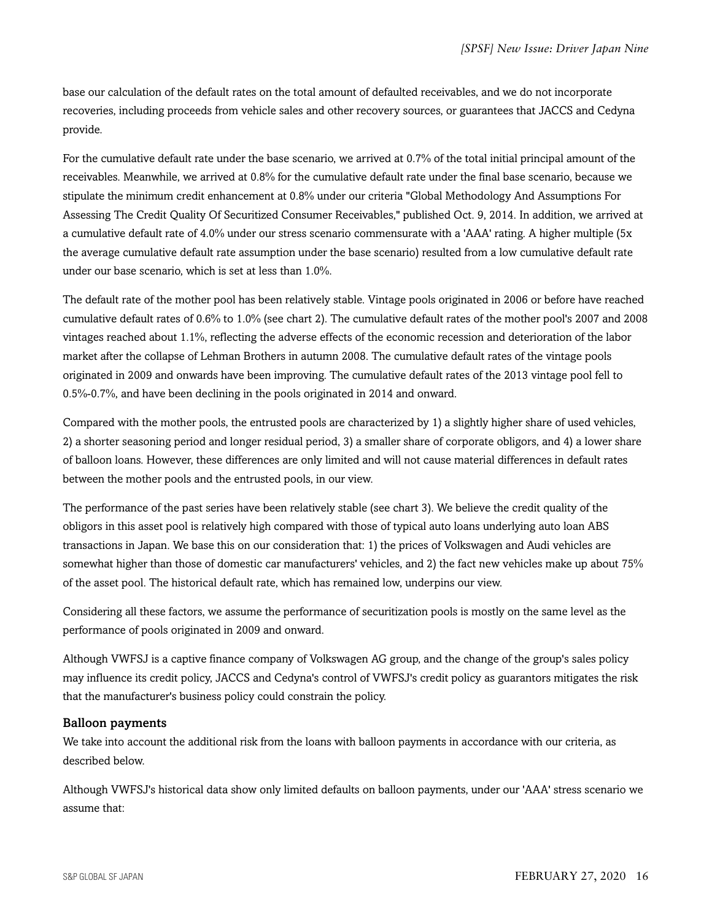base our calculation of the default rates on the total amount of defaulted receivables, and we do not incorporate recoveries, including proceeds from vehicle sales and other recovery sources, or guarantees that JACCS and Cedyna provide.

For the cumulative default rate under the base scenario, we arrived at 0.7% of the total initial principal amount of the receivables. Meanwhile, we arrived at 0.8% for the cumulative default rate under the final base scenario, because we stipulate the minimum credit enhancement at 0.8% under our criteria "Global Methodology And Assumptions For Assessing The Credit Quality Of Securitized Consumer Receivables," published Oct. 9, 2014. In addition, we arrived at a cumulative default rate of 4.0% under our stress scenario commensurate with a 'AAA' rating. A higher multiple (5x the average cumulative default rate assumption under the base scenario) resulted from a low cumulative default rate under our base scenario, which is set at less than 1.0%.

The default rate of the mother pool has been relatively stable. Vintage pools originated in 2006 or before have reached cumulative default rates of 0.6% to 1.0% (see chart 2). The cumulative default rates of the mother pool's 2007 and 2008 vintages reached about 1.1%, reflecting the adverse effects of the economic recession and deterioration of the labor market after the collapse of Lehman Brothers in autumn 2008. The cumulative default rates of the vintage pools originated in 2009 and onwards have been improving. The cumulative default rates of the 2013 vintage pool fell to 0.5%-0.7%, and have been declining in the pools originated in 2014 and onward.

Compared with the mother pools, the entrusted pools are characterized by 1) a slightly higher share of used vehicles, 2) a shorter seasoning period and longer residual period, 3) a smaller share of corporate obligors, and 4) a lower share of balloon loans. However, these differences are only limited and will not cause material differences in default rates between the mother pools and the entrusted pools, in our view.

The performance of the past series have been relatively stable (see chart 3). We believe the credit quality of the obligors in this asset pool is relatively high compared with those of typical auto loans underlying auto loan ABS transactions in Japan. We base this on our consideration that: 1) the prices of Volkswagen and Audi vehicles are somewhat higher than those of domestic car manufacturers' vehicles, and 2) the fact new vehicles make up about 75% of the asset pool. The historical default rate, which has remained low, underpins our view.

Considering all these factors, we assume the performance of securitization pools is mostly on the same level as the performance of pools originated in 2009 and onward.

Although VWFSJ is a captive finance company of Volkswagen AG group, and the change of the group's sales policy may influence its credit policy, JACCS and Cedyna's control of VWFSJ's credit policy as guarantors mitigates the risk that the manufacturer's business policy could constrain the policy.

### Balloon payments

We take into account the additional risk from the loans with balloon payments in accordance with our criteria, as described below.

Although VWFSJ's historical data show only limited defaults on balloon payments, under our 'AAA' stress scenario we assume that: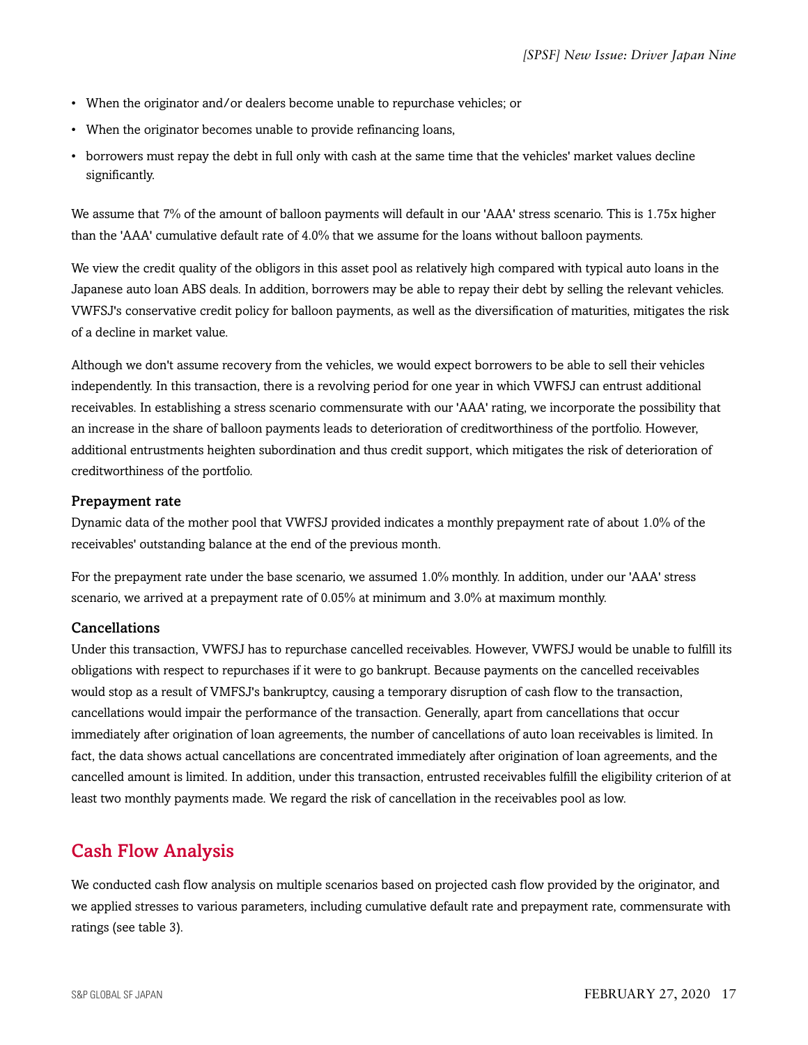- When the originator and/or dealers become unable to repurchase vehicles; or
- When the originator becomes unable to provide refinancing loans,
- borrowers must repay the debt in full only with cash at the same time that the vehicles' market values decline significantly.

We assume that 7% of the amount of balloon payments will default in our 'AAA' stress scenario. This is 1.75x higher than the 'AAA' cumulative default rate of 4.0% that we assume for the loans without balloon payments.

We view the credit quality of the obligors in this asset pool as relatively high compared with typical auto loans in the Japanese auto loan ABS deals. In addition, borrowers may be able to repay their debt by selling the relevant vehicles. VWFSJ's conservative credit policy for balloon payments, as well as the diversification of maturities, mitigates the risk of a decline in market value.

Although we don't assume recovery from the vehicles, we would expect borrowers to be able to sell their vehicles independently. In this transaction, there is a revolving period for one year in which VWFSJ can entrust additional receivables. In establishing a stress scenario commensurate with our 'AAA' rating, we incorporate the possibility that an increase in the share of balloon payments leads to deterioration of creditworthiness of the portfolio. However, additional entrustments heighten subordination and thus credit support, which mitigates the risk of deterioration of creditworthiness of the portfolio.

### Prepayment rate

Dynamic data of the mother pool that VWFSJ provided indicates a monthly prepayment rate of about 1.0% of the receivables' outstanding balance at the end of the previous month.

For the prepayment rate under the base scenario, we assumed 1.0% monthly. In addition, under our 'AAA' stress scenario, we arrived at a prepayment rate of 0.05% at minimum and 3.0% at maximum monthly.

### Cancellations

Under this transaction, VWFSJ has to repurchase cancelled receivables. However, VWFSJ would be unable to fulfill its obligations with respect to repurchases if it were to go bankrupt. Because payments on the cancelled receivables would stop as a result of VMFSJ's bankruptcy, causing a temporary disruption of cash flow to the transaction, cancellations would impair the performance of the transaction. Generally, apart from cancellations that occur immediately after origination of loan agreements, the number of cancellations of auto loan receivables is limited. In fact, the data shows actual cancellations are concentrated immediately after origination of loan agreements, and the cancelled amount is limited. In addition, under this transaction, entrusted receivables fulfill the eligibility criterion of at least two monthly payments made. We regard the risk of cancellation in the receivables pool as low.

## Cash Flow Analysis

We conducted cash flow analysis on multiple scenarios based on projected cash flow provided by the originator, and we applied stresses to various parameters, including cumulative default rate and prepayment rate, commensurate with ratings (see table 3).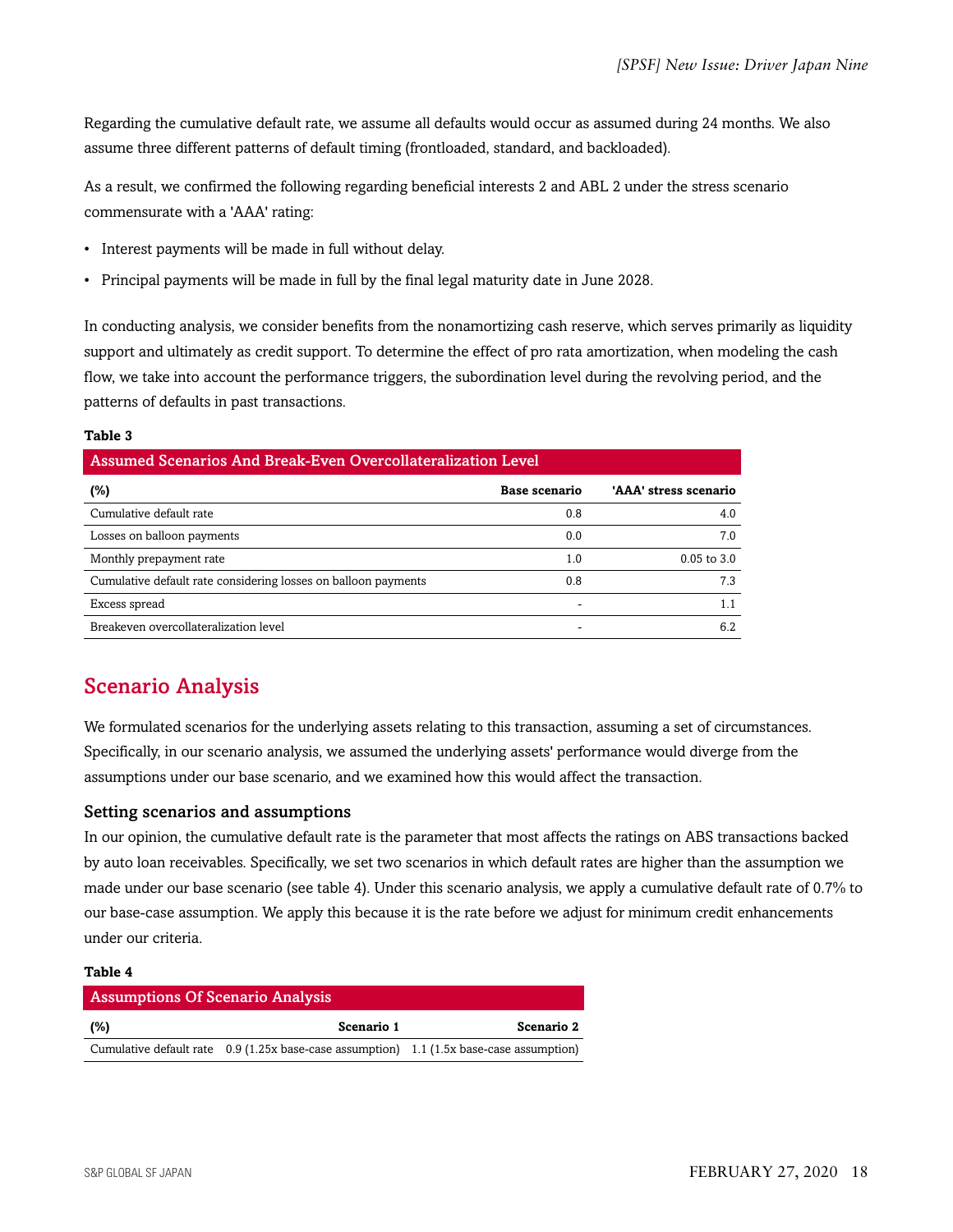Regarding the cumulative default rate, we assume all defaults would occur as assumed during 24 months. We also assume three different patterns of default timing (frontloaded, standard, and backloaded).

As a result, we confirmed the following regarding beneficial interests 2 and ABL 2 under the stress scenario commensurate with a 'AAA' rating:

- Interest payments will be made in full without delay.
- Principal payments will be made in full by the final legal maturity date in June 2028.

In conducting analysis, we consider benefits from the nonamortizing cash reserve, which serves primarily as liquidity support and ultimately as credit support. To determine the effect of pro rata amortization, when modeling the cash flow, we take into account the performance triggers, the subordination level during the revolving period, and the patterns of defaults in past transactions.

**Table 3**

**Assumed Scenarios And Break-Even Overcollateralization Level**

| (%) | Base scenario | 'AAA' stress scenario |
|---|---|---|
| Cumulative default rate | 0.8 | 4.0 |
| Losses on balloon payments | 0.0 | 7.0 |
| Monthly prepayment rate | 1.0 | 0.05 to 3.0 |
| Cumulative default rate considering losses on balloon payments | 0.8 | 7.3 |
| Excess spread | - | 1.1 |
| Breakeven overcollateralization level | - | 6.2 |

## Scenario Analysis

We formulated scenarios for the underlying assets relating to this transaction, assuming a set of circumstances. Specifically, in our scenario analysis, we assumed the underlying assets' performance would diverge from the assumptions under our base scenario, and we examined how this would affect the transaction.

### Setting scenarios and assumptions

In our opinion, the cumulative default rate is the parameter that most affects the ratings on ABS transactions backed by auto loan receivables. Specifically, we set two scenarios in which default rates are higher than the assumption we made under our base scenario (see table 4). Under this scenario analysis, we apply a cumulative default rate of 0.7% to our base-case assumption. We apply this because it is the rate before we adjust for minimum credit enhancements under our criteria.

**Table 4**

**Assumptions Of Scenario Analysis**

| (%) | Scenario 1 | Scenario 2 |
|---|---|---|
| Cumulative default rate | 0.9 (1.25x base-case assumption) | 1.1 (1.5x base-case assumption) |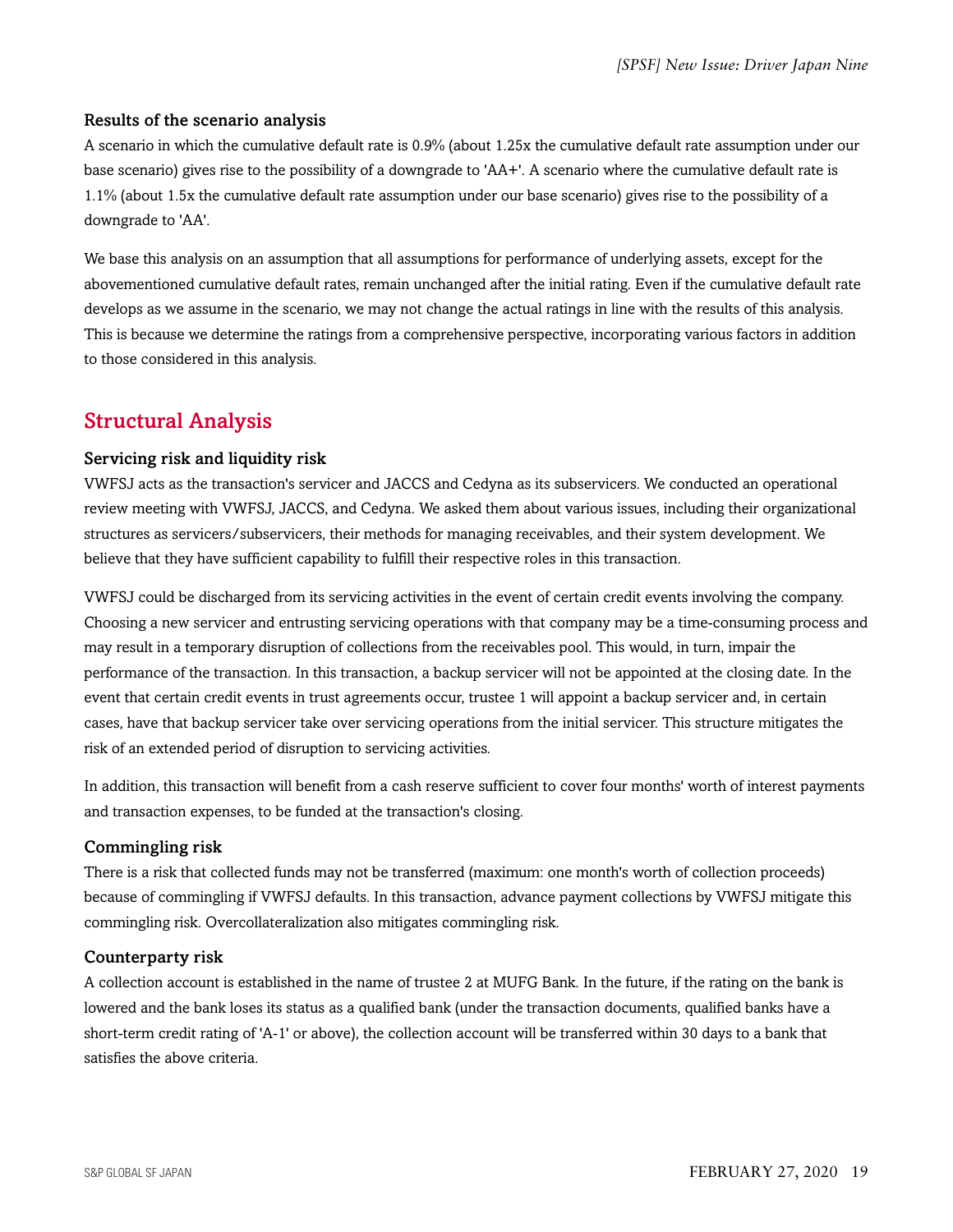### Results of the scenario analysis

A scenario in which the cumulative default rate is 0.9% (about 1.25x the cumulative default rate assumption under our base scenario) gives rise to the possibility of a downgrade to 'AA+'. A scenario where the cumulative default rate is 1.1% (about 1.5x the cumulative default rate assumption under our base scenario) gives rise to the possibility of a downgrade to 'AA'.

We base this analysis on an assumption that all assumptions for performance of underlying assets, except for the abovementioned cumulative default rates, remain unchanged after the initial rating. Even if the cumulative default rate develops as we assume in the scenario, we may not change the actual ratings in line with the results of this analysis. This is because we determine the ratings from a comprehensive perspective, incorporating various factors in addition to those considered in this analysis.

## Structural Analysis

### Servicing risk and liquidity risk

VWFSJ acts as the transaction's servicer and JACCS and Cedyna as its subservicers. We conducted an operational review meeting with VWFSJ, JACCS, and Cedyna. We asked them about various issues, including their organizational structures as servicers/subservicers, their methods for managing receivables, and their system development. We believe that they have sufficient capability to fulfill their respective roles in this transaction.

VWFSJ could be discharged from its servicing activities in the event of certain credit events involving the company. Choosing a new servicer and entrusting servicing operations with that company may be a time-consuming process and may result in a temporary disruption of collections from the receivables pool. This would, in turn, impair the performance of the transaction. In this transaction, a backup servicer will not be appointed at the closing date. In the event that certain credit events in trust agreements occur, trustee 1 will appoint a backup servicer and, in certain cases, have that backup servicer take over servicing operations from the initial servicer. This structure mitigates the risk of an extended period of disruption to servicing activities.

In addition, this transaction will benefit from a cash reserve sufficient to cover four months' worth of interest payments and transaction expenses, to be funded at the transaction's closing.

### Commingling risk

There is a risk that collected funds may not be transferred (maximum: one month's worth of collection proceeds) because of commingling if VWFSJ defaults. In this transaction, advance payment collections by VWFSJ mitigate this commingling risk. Overcollateralization also mitigates commingling risk.

### Counterparty risk

A collection account is established in the name of trustee 2 at MUFG Bank. In the future, if the rating on the bank is lowered and the bank loses its status as a qualified bank (under the transaction documents, qualified banks have a short-term credit rating of 'A-1' or above), the collection account will be transferred within 30 days to a bank that satisfies the above criteria.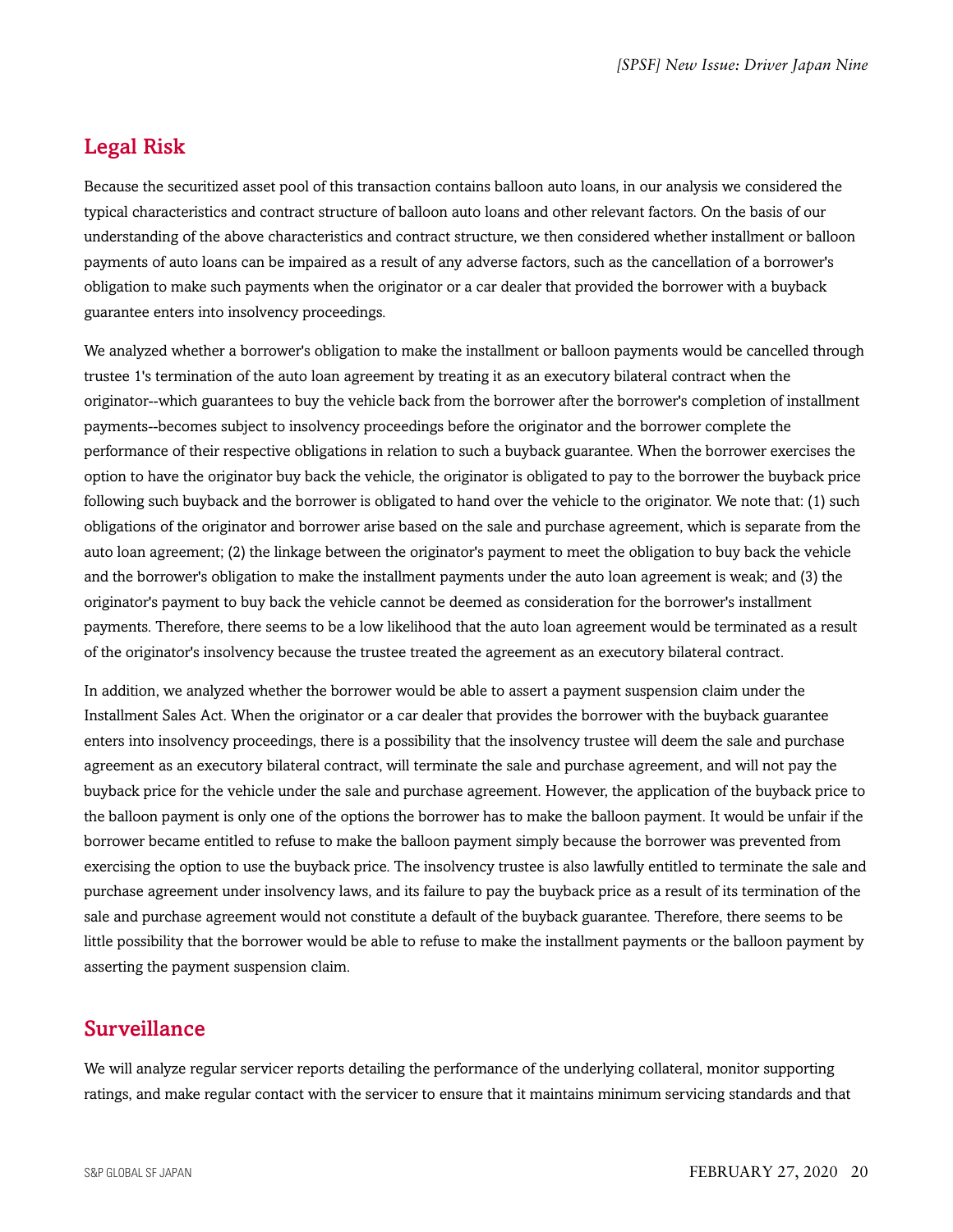## Legal Risk

Because the securitized asset pool of this transaction contains balloon auto loans, in our analysis we considered the typical characteristics and contract structure of balloon auto loans and other relevant factors. On the basis of our understanding of the above characteristics and contract structure, we then considered whether installment or balloon payments of auto loans can be impaired as a result of any adverse factors, such as the cancellation of a borrower's obligation to make such payments when the originator or a car dealer that provided the borrower with a buyback guarantee enters into insolvency proceedings.

We analyzed whether a borrower's obligation to make the installment or balloon payments would be cancelled through trustee 1's termination of the auto loan agreement by treating it as an executory bilateral contract when the originator--which guarantees to buy the vehicle back from the borrower after the borrower's completion of installment payments--becomes subject to insolvency proceedings before the originator and the borrower complete the performance of their respective obligations in relation to such a buyback guarantee. When the borrower exercises the option to have the originator buy back the vehicle, the originator is obligated to pay to the borrower the buyback price following such buyback and the borrower is obligated to hand over the vehicle to the originator. We note that: (1) such obligations of the originator and borrower arise based on the sale and purchase agreement, which is separate from the auto loan agreement; (2) the linkage between the originator's payment to meet the obligation to buy back the vehicle and the borrower's obligation to make the installment payments under the auto loan agreement is weak; and (3) the originator's payment to buy back the vehicle cannot be deemed as consideration for the borrower's installment payments. Therefore, there seems to be a low likelihood that the auto loan agreement would be terminated as a result of the originator's insolvency because the trustee treated the agreement as an executory bilateral contract.

In addition, we analyzed whether the borrower would be able to assert a payment suspension claim under the Installment Sales Act. When the originator or a car dealer that provides the borrower with the buyback guarantee enters into insolvency proceedings, there is a possibility that the insolvency trustee will deem the sale and purchase agreement as an executory bilateral contract, will terminate the sale and purchase agreement, and will not pay the buyback price for the vehicle under the sale and purchase agreement. However, the application of the buyback price to the balloon payment is only one of the options the borrower has to make the balloon payment. It would be unfair if the borrower became entitled to refuse to make the balloon payment simply because the borrower was prevented from exercising the option to use the buyback price. The insolvency trustee is also lawfully entitled to terminate the sale and purchase agreement under insolvency laws, and its failure to pay the buyback price as a result of its termination of the sale and purchase agreement would not constitute a default of the buyback guarantee. Therefore, there seems to be little possibility that the borrower would be able to refuse to make the installment payments or the balloon payment by asserting the payment suspension claim.

## Surveillance

We will analyze regular servicer reports detailing the performance of the underlying collateral, monitor supporting ratings, and make regular contact with the servicer to ensure that it maintains minimum servicing standards and that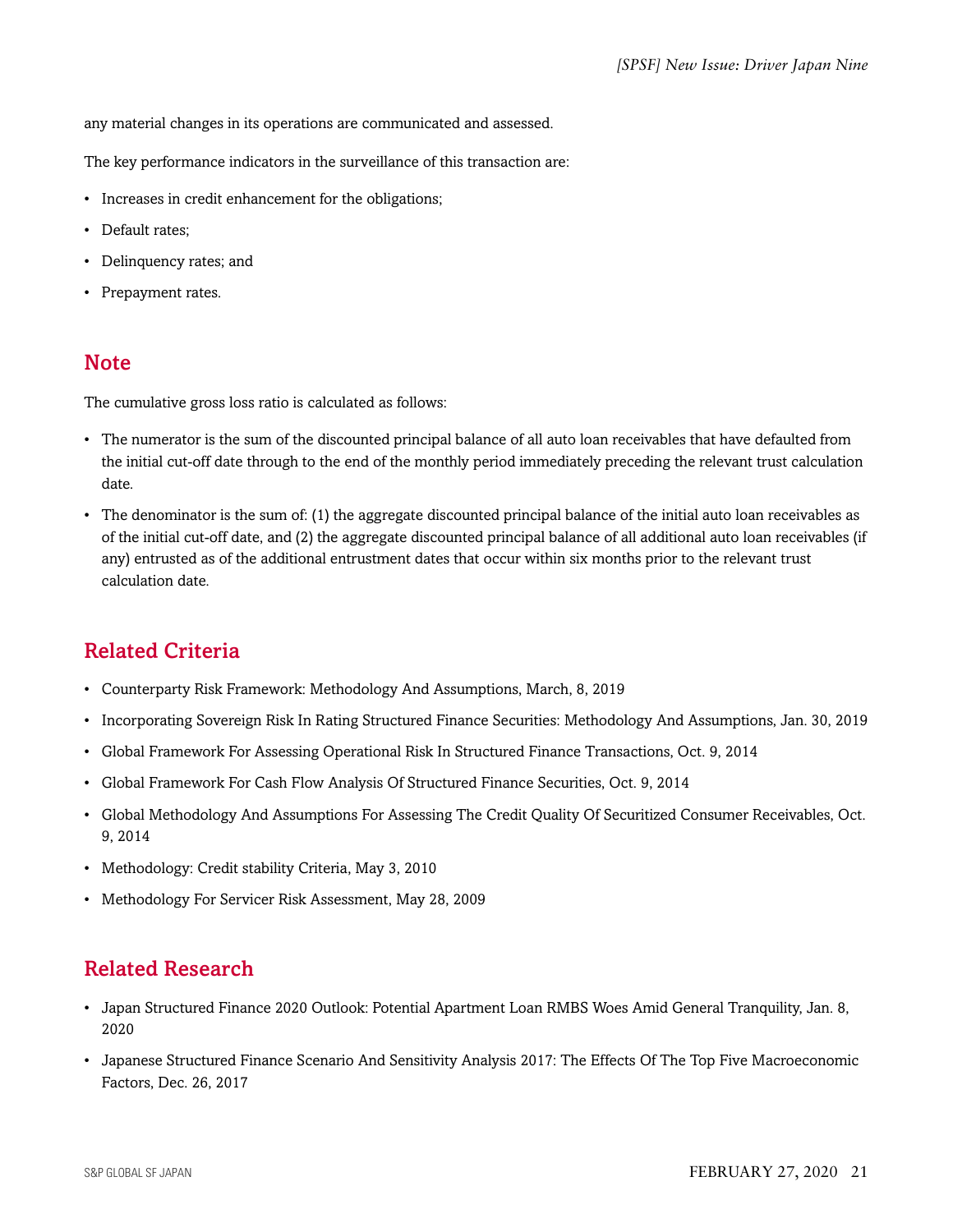any material changes in its operations are communicated and assessed.

The key performance indicators in the surveillance of this transaction are:

- Increases in credit enhancement for the obligations;
- Default rates;
- Delinquency rates; and
- Prepayment rates.

## Note

The cumulative gross loss ratio is calculated as follows:

- The numerator is the sum of the discounted principal balance of all auto loan receivables that have defaulted from the initial cut-off date through to the end of the monthly period immediately preceding the relevant trust calculation date.
- The denominator is the sum of: (1) the aggregate discounted principal balance of the initial auto loan receivables as of the initial cut-off date, and (2) the aggregate discounted principal balance of all additional auto loan receivables (if any) entrusted as of the additional entrustment dates that occur within six months prior to the relevant trust calculation date.

## Related Criteria

- Counterparty Risk Framework: Methodology And Assumptions, March, 8, 2019
- Incorporating Sovereign Risk In Rating Structured Finance Securities: Methodology And Assumptions, Jan. 30, 2019
- Global Framework For Assessing Operational Risk In Structured Finance Transactions, Oct. 9, 2014
- Global Framework For Cash Flow Analysis Of Structured Finance Securities, Oct. 9, 2014
- Global Methodology And Assumptions For Assessing The Credit Quality Of Securitized Consumer Receivables, Oct. 9, 2014
- Methodology: Credit stability Criteria, May 3, 2010
- Methodology For Servicer Risk Assessment, May 28, 2009

## Related Research

- Japan Structured Finance 2020 Outlook: Potential Apartment Loan RMBS Woes Amid General Tranquility, Jan. 8, 2020
- Japanese Structured Finance Scenario And Sensitivity Analysis 2017: The Effects Of The Top Five Macroeconomic Factors, Dec. 26, 2017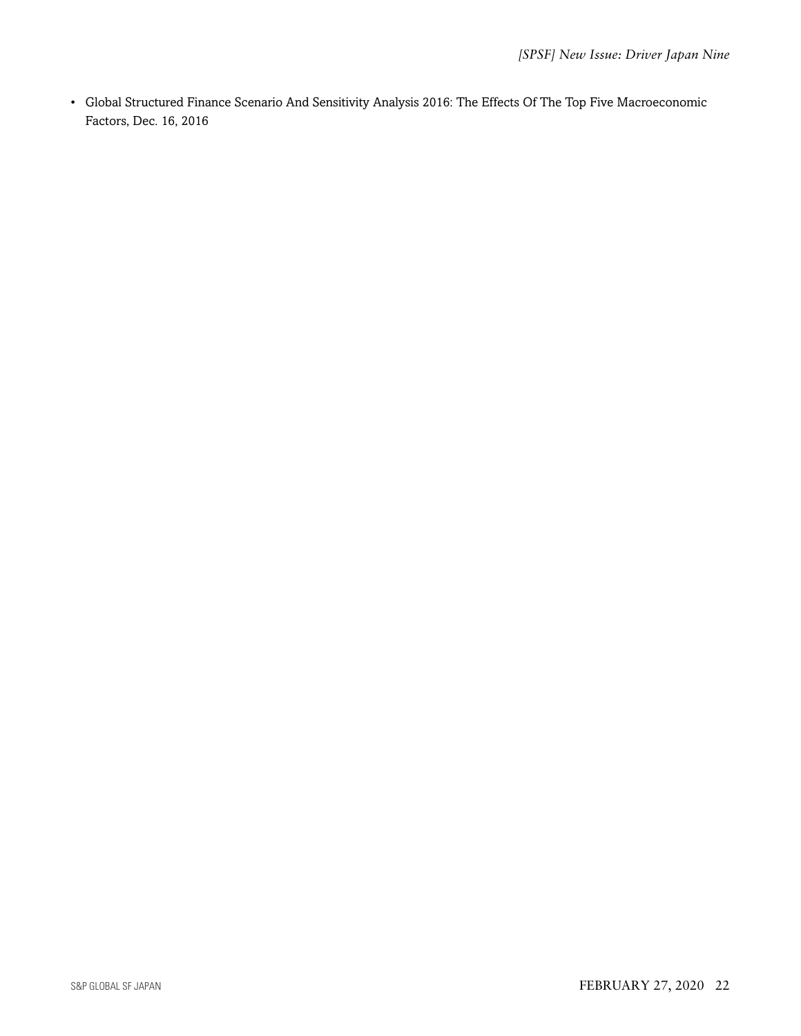- Global Structured Finance Scenario And Sensitivity Analysis 2016: The Effects Of The Top Five Macroeconomic Factors, Dec. 16, 2016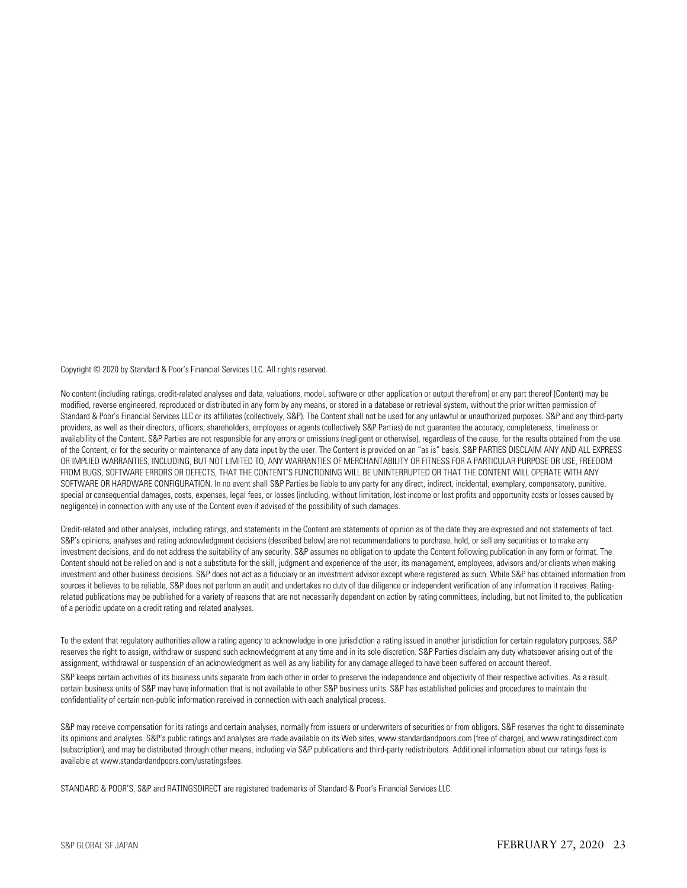Copyright © 2020 by Standard & Poor's Financial Services LLC. All rights reserved.

No content (including ratings, credit-related analyses and data, valuations, model, software or other application or output therefrom) or any part thereof (Content) may be modified, reverse engineered, reproduced or distributed in any form by any means, or stored in a database or retrieval system, without the prior written permission of Standard & Poor's Financial Services LLC or its affiliates (collectively, S&P). The Content shall not be used for any unlawful or unauthorized purposes. S&P and any third-party providers, as well as their directors, officers, shareholders, employees or agents (collectively S&P Parties) do not guarantee the accuracy, completeness, timeliness or availability of the Content. S&P Parties are not responsible for any errors or omissions (negligent or otherwise), regardless of the cause, for the results obtained from the use of the Content, or for the security or maintenance of any data input by the user. The Content is provided on an "as is" basis. S&P PARTIES DISCLAIM ANY AND ALL EXPRESS OR IMPLIED WARRANTIES, INCLUDING, BUT NOT LIMITED TO, ANY WARRANTIES OF MERCHANTABILITY OR FITNESS FOR A PARTICULAR PURPOSE OR USE, FREEDOM FROM BUGS, SOFTWARE ERRORS OR DEFECTS, THAT THE CONTENT'S FUNCTIONING WILL BE UNINTERRUPTED OR THAT THE CONTENT WILL OPERATE WITH ANY SOFTWARE OR HARDWARE CONFIGURATION. In no event shall S&P Parties be liable to any party for any direct, indirect, incidental, exemplary, compensatory, punitive, special or consequential damages, costs, expenses, legal fees, or losses (including, without limitation, lost income or lost profits and opportunity costs or losses caused by negligence) in connection with any use of the Content even if advised of the possibility of such damages.

Credit-related and other analyses, including ratings, and statements in the Content are statements of opinion as of the date they are expressed and not statements of fact. S&P's opinions, analyses and rating acknowledgment decisions (described below) are not recommendations to purchase, hold, or sell any securities or to make any investment decisions, and do not address the suitability of any security. S&P assumes no obligation to update the Content following publication in any form or format. The Content should not be relied on and is not a substitute for the skill, judgment and experience of the user, its management, employees, advisors and/or clients when making investment and other business decisions. S&P does not act as a fiduciary or an investment advisor except where registered as such. While S&P has obtained information from sources it believes to be reliable, S&P does not perform an audit and undertakes no duty of due diligence or independent verification of any information it receives. Rating-related publications may be published for a variety of reasons that are not necessarily dependent on action by rating committees, including, but not limited to, the publication of a periodic update on a credit rating and related analyses.

To the extent that regulatory authorities allow a rating agency to acknowledge in one jurisdiction a rating issued in another jurisdiction for certain regulatory purposes, S&P reserves the right to assign, withdraw or suspend such acknowledgment at any time and in its sole discretion. S&P Parties disclaim any duty whatsoever arising out of the assignment, withdrawal or suspension of an acknowledgment as well as any liability for any damage alleged to have been suffered on account thereof.

S&P keeps certain activities of its business units separate from each other in order to preserve the independence and objectivity of their respective activities. As a result, certain business units of S&P may have information that is not available to other S&P business units. S&P has established policies and procedures to maintain the confidentiality of certain non-public information received in connection with each analytical process.

S&P may receive compensation for its ratings and certain analyses, normally from issuers or underwriters of securities or from obligors. S&P reserves the right to disseminate its opinions and analyses. S&P's public ratings and analyses are made available on its Web sites, www.standardandpoors.com (free of charge), and www.ratingsdirect.com (subscription), and may be distributed through other means, including via S&P publications and third-party redistributors. Additional information about our ratings fees is available at www.standardandpoors.com/usratingsfees.

STANDARD & POOR'S, S&P and RATINGSDIRECT are registered trademarks of Standard & Poor's Financial Services LLC.